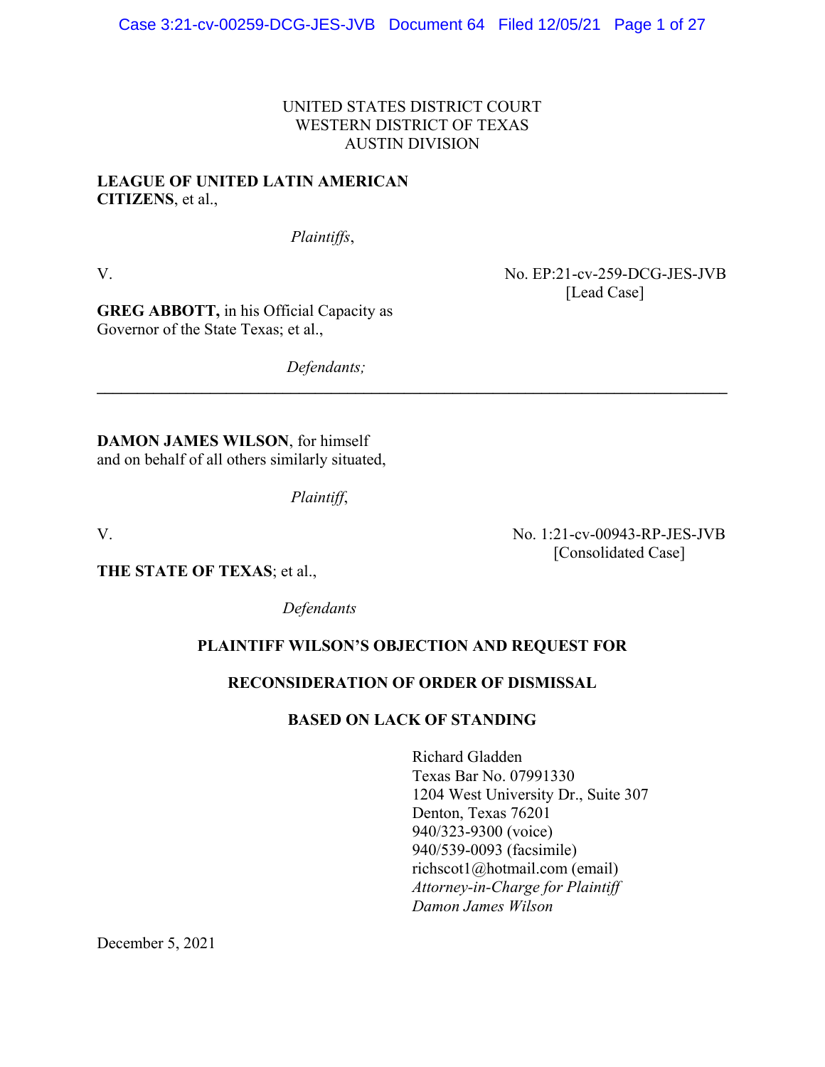UNITED STATES DISTRICT COURT
WESTERN DISTRICT OF TEXAS
AUSTIN DIVISION

**LEAGUE OF UNITED LATIN AMERICAN CITIZENS**, et al.,

*Plaintiffs*,

V. No. EP:21-cv-259-DCG-JES-JVB [Lead Case]

**GREG ABBOTT,** in his Official Capacity as Governor of the State Texas; et al.,

*Defendants;*

---

**DAMON JAMES WILSON**, for himself and on behalf of all others similarly situated,

*Plaintiff*,

V. No. 1:21-cv-00943-RP-JES-JVB [Consolidated Case]

**THE STATE OF TEXAS**; et al.,

*Defendants*

## PLAINTIFF WILSON'S OBJECTION AND REQUEST FOR RECONSIDERATION OF ORDER OF DISMISSAL BASED ON LACK OF STANDING

Richard Gladden
Texas Bar No. 07991330
1204 West University Dr., Suite 307
Denton, Texas 76201
940/323-9300 (voice)
940/539-0093 (facsimile)
richscot1@hotmail.com (email)
*Attorney-in-Charge for Plaintiff Damon James Wilson*

December 5, 2021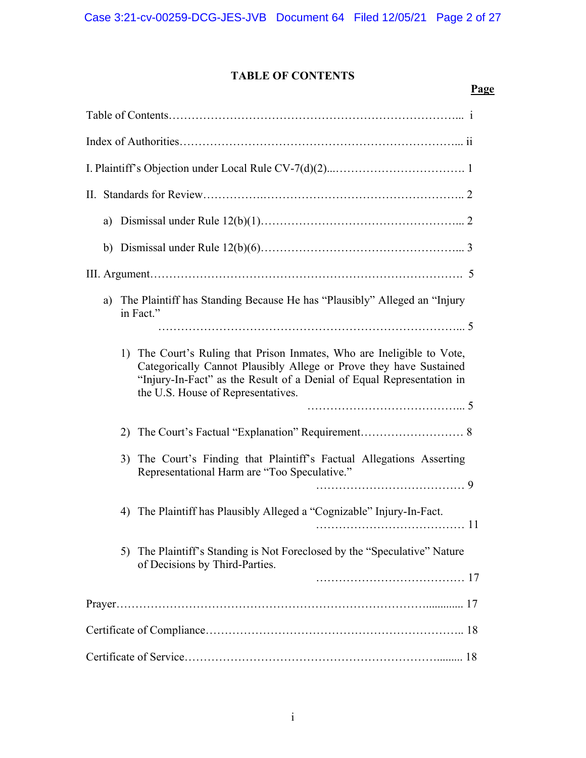## TABLE OF CONTENTS

| | Page |
|---|---|
| Table of Contents | i |
| Index of Authorities | ii |
| I. Plaintiff's Objection under Local Rule CV-7(d)(2) | 1 |
| II. Standards for Review | 2 |
| a) Dismissal under Rule 12(b)(1) | 2 |
| b) Dismissal under Rule 12(b)(6) | 3 |
| III. Argument | 5 |
| a) The Plaintiff has Standing Because He has "Plausibly" Alleged an "Injury in Fact." | 5 |
| 1) The Court's Ruling that Prison Inmates, Who are Ineligible to Vote, Categorically Cannot Plausibly Allege or Prove they have Sustained "Injury-In-Fact" as the Result of a Denial of Equal Representation in the U.S. House of Representatives. | 5 |
| 2) The Court's Factual "Explanation" Requirement | 8 |
| 3) The Court's Finding that Plaintiff's Factual Allegations Asserting Representational Harm are "Too Speculative." | 9 |
| 4) The Plaintiff has Plausibly Alleged a "Cognizable" Injury-In-Fact. | 11 |
| 5) The Plaintiff's Standing is Not Foreclosed by the "Speculative" Nature of Decisions by Third-Parties. | 17 |
| Prayer | 17 |
| Certificate of Compliance | 18 |
| Certificate of Service | 18 |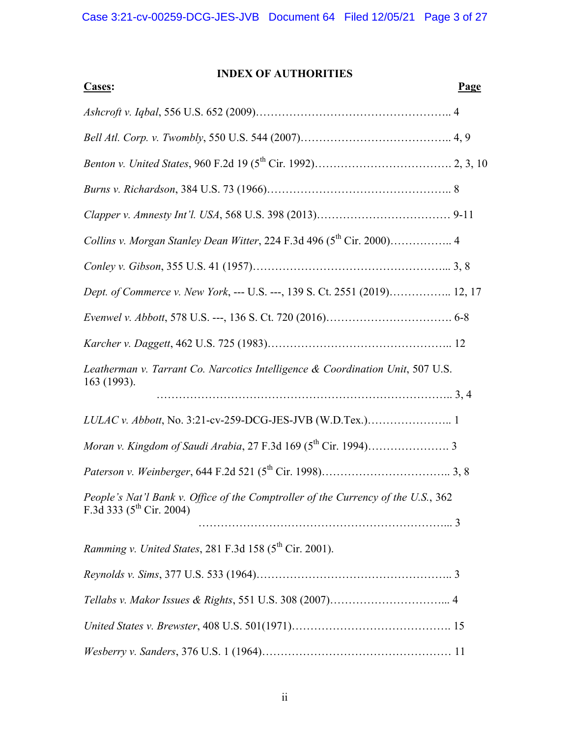## INDEX OF AUTHORITIES

**Cases:** **Page**

*Ashcroft v. Iqbal*, 556 U.S. 652 (2009)…………………………………………….. 4

*Bell Atl. Corp. v. Twombly*, 550 U.S. 544 (2007)………………………………….. 4, 9

*Benton v. United States*, 960 F.2d 19 (5th Cir. 1992)………………………………. 2, 3, 10

*Burns v. Richardson*, 384 U.S. 73 (1966)………………………………………….. 8

*Clapper v. Amnesty Int'l. USA*, 568 U.S. 398 (2013)……………………………… 9-11

*Collins v. Morgan Stanley Dean Witter*, 224 F.3d 496 (5th Cir. 2000)…………….. 4

*Conley v. Gibson*, 355 U.S. 41 (1957)…………………………………………….... 3, 8

*Dept. of Commerce v. New York*, --- U.S. ---, 139 S. Ct. 2551 (2019)…………….. 12, 17

*Evenwel v. Abbott*, 578 U.S. ---, 136 S. Ct. 720 (2016)……………………………. 6-8

*Karcher v. Daggett*, 462 U.S. 725 (1983)………………………………………….. 12

*Leatherman v. Tarrant Co. Narcotics Intelligence & Coordination Unit*, 507 U.S. 163 (1993). ………………………………………………………………….. 3, 4

*LULAC v. Abbott*, No. 3:21-cv-259-DCG-JES-JVB (W.D.Tex.)………………….. 1

*Moran v. Kingdom of Saudi Arabia*, 27 F.3d 169 (5th Cir. 1994)…………………. 3

*Paterson v. Weinberger*, 644 F.2d 521 (5th Cir. 1998)…………………………….. 3, 8

*People's Nat'l Bank v. Office of the Comptroller of the Currency of the U.S.*, 362 F.3d 333 (5th Cir. 2004) ……………………………………………………... 3

*Ramming v. United States*, 281 F.3d 158 (5th Cir. 2001).

*Reynolds v. Sims*, 377 U.S. 533 (1964)…………………………………………….. 3

*Tellabs v. Makor Issues & Rights*, 551 U.S. 308 (2007)…………………………... 4

*United States v. Brewster*, 408 U.S. 501(1971)……………………………………. 15

*Wesberry v. Sanders*, 376 U.S. 1 (1964)…………………………………………… 11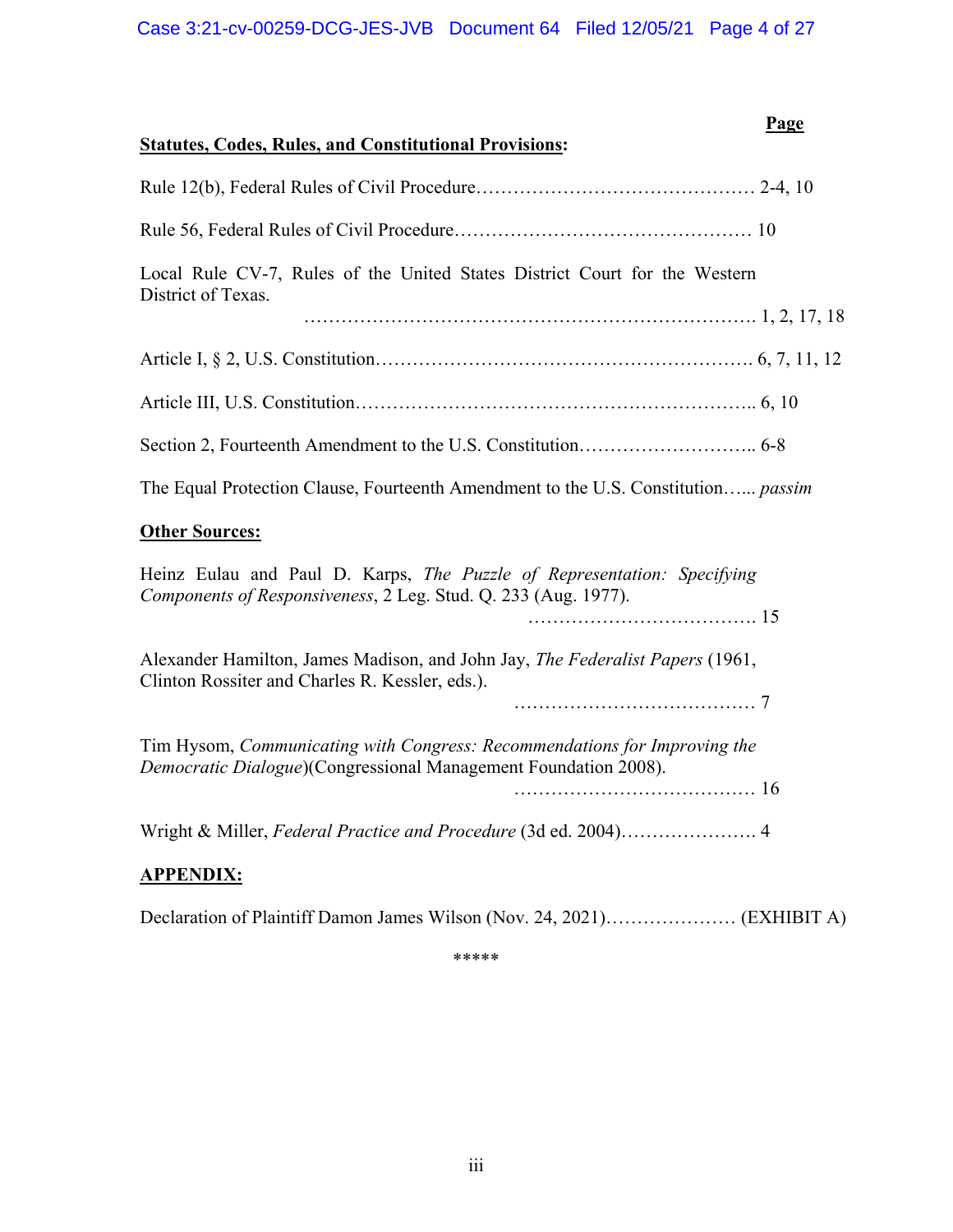**Page**

**Statutes, Codes, Rules, and Constitutional Provisions:**

Rule 12(b), Federal Rules of Civil Procedure……………………………………… 2-4, 10

Rule 56, Federal Rules of Civil Procedure………………………………………… 10

Local Rule CV-7, Rules of the United States District Court for the Western District of Texas.
…………………………………………………………………. 1, 2, 17, 18

Article I, § 2, U.S. Constitution……………………………………………………. 6, 7, 11, 12

Article III, U.S. Constitution……………………………………………………….. 6, 10

Section 2, Fourteenth Amendment to the U.S. Constitution……………………….. 6-8

The Equal Protection Clause, Fourteenth Amendment to the U.S. Constitution…... *passim*

**Other Sources:**

Heinz Eulau and Paul D. Karps, *The Puzzle of Representation: Specifying Components of Responsiveness*, 2 Leg. Stud. Q. 233 (Aug. 1977).
………………………………. 15

Alexander Hamilton, James Madison, and John Jay, *The Federalist Papers* (1961, Clinton Rossiter and Charles R. Kessler, eds.).
………………………………… 7

Tim Hysom, *Communicating with Congress: Recommendations for Improving the Democratic Dialogue*)(Congressional Management Foundation 2008).
………………………………… 16

Wright & Miller, *Federal Practice and Procedure* (3d ed. 2004)…………………. 4

**APPENDIX:**

Declaration of Plaintiff Damon James Wilson (Nov. 24, 2021)………………… (EXHIBIT A)

\*\*\*\*\*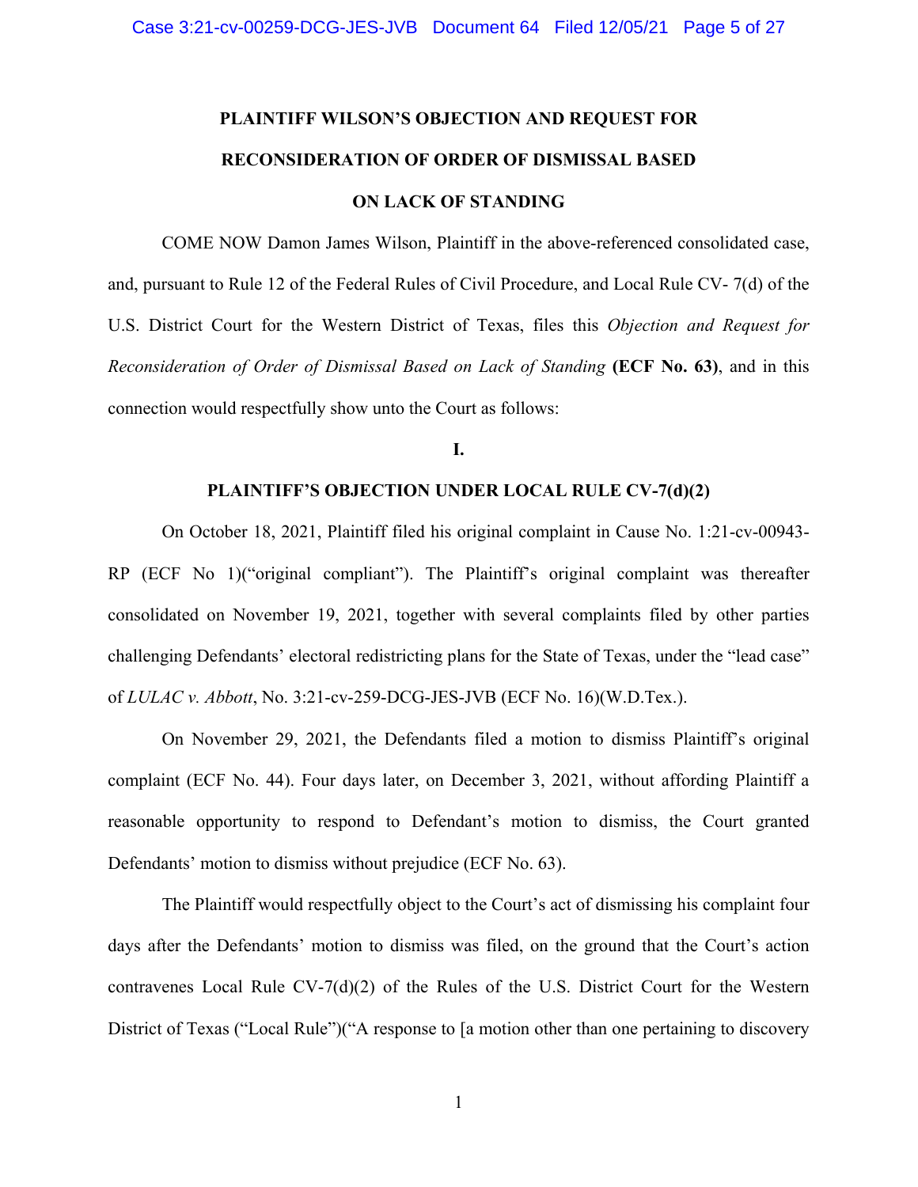**PLAINTIFF WILSON'S OBJECTION AND REQUEST FOR RECONSIDERATION OF ORDER OF DISMISSAL BASED ON LACK OF STANDING**

COME NOW Damon James Wilson, Plaintiff in the above-referenced consolidated case, and, pursuant to Rule 12 of the Federal Rules of Civil Procedure, and Local Rule CV- 7(d) of the U.S. District Court for the Western District of Texas, files this *Objection and Request for Reconsideration of Order of Dismissal Based on Lack of Standing* **(ECF No. 63)**, and in this connection would respectfully show unto the Court as follows:

**I.**

**PLAINTIFF'S OBJECTION UNDER LOCAL RULE CV-7(d)(2)**

On October 18, 2021, Plaintiff filed his original complaint in Cause No. 1:21-cv-00943-RP (ECF No 1)("original compliant"). The Plaintiff's original complaint was thereafter consolidated on November 19, 2021, together with several complaints filed by other parties challenging Defendants' electoral redistricting plans for the State of Texas, under the "lead case" of *LULAC v. Abbott*, No. 3:21-cv-259-DCG-JES-JVB (ECF No. 16)(W.D.Tex.).

On November 29, 2021, the Defendants filed a motion to dismiss Plaintiff's original complaint (ECF No. 44). Four days later, on December 3, 2021, without affording Plaintiff a reasonable opportunity to respond to Defendant's motion to dismiss, the Court granted Defendants' motion to dismiss without prejudice (ECF No. 63).

The Plaintiff would respectfully object to the Court's act of dismissing his complaint four days after the Defendants' motion to dismiss was filed, on the ground that the Court's action contravenes Local Rule CV-7(d)(2) of the Rules of the U.S. District Court for the Western District of Texas ("Local Rule")("A response to [a motion other than one pertaining to discovery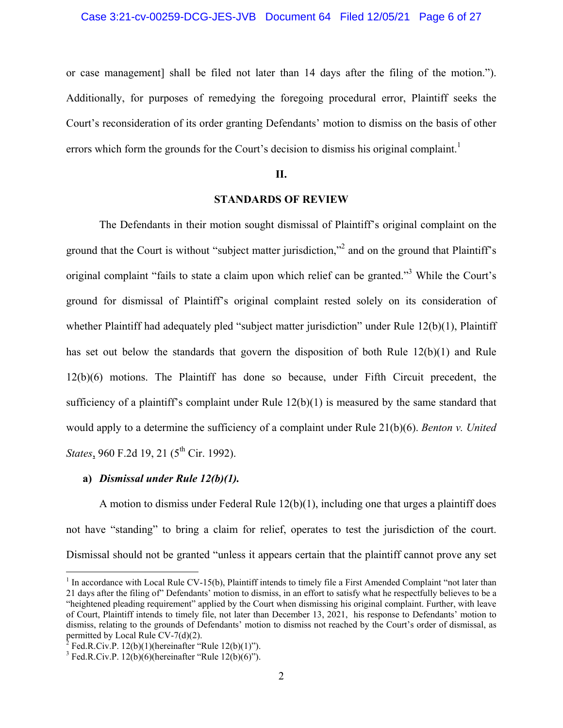or case management] shall be filed not later than 14 days after the filing of the motion."). Additionally, for purposes of remedying the foregoing procedural error, Plaintiff seeks the Court's reconsideration of its order granting Defendants' motion to dismiss on the basis of other errors which form the grounds for the Court's decision to dismiss his original complaint.[1]

## II.

## STANDARDS OF REVIEW

The Defendants in their motion sought dismissal of Plaintiff's original complaint on the ground that the Court is without "subject matter jurisdiction,"[2] and on the ground that Plaintiff's original complaint "fails to state a claim upon which relief can be granted."[3] While the Court's ground for dismissal of Plaintiff's original complaint rested solely on its consideration of whether Plaintiff had adequately pled "subject matter jurisdiction" under Rule 12(b)(1), Plaintiff has set out below the standards that govern the disposition of both Rule 12(b)(1) and Rule 12(b)(6) motions. The Plaintiff has done so because, under Fifth Circuit precedent, the sufficiency of a plaintiff's complaint under Rule 12(b)(1) is measured by the same standard that would apply to a determine the sufficiency of a complaint under Rule 21(b)(6). *Benton v. United States*, 960 F.2d 19, 21 (5th Cir. 1992).

**a) *Dismissal under Rule 12(b)(1).***

A motion to dismiss under Federal Rule 12(b)(1), including one that urges a plaintiff does not have "standing" to bring a claim for relief, operates to test the jurisdiction of the court. Dismissal should not be granted "unless it appears certain that the plaintiff cannot prove any set

---

[1] In accordance with Local Rule CV-15(b), Plaintiff intends to timely file a First Amended Complaint "not later than 21 days after the filing of" Defendants' motion to dismiss, in an effort to satisfy what he respectfully believes to be a "heightened pleading requirement" applied by the Court when dismissing his original complaint. Further, with leave of Court, Plaintiff intends to timely file, not later than December 13, 2021, his response to Defendants' motion to dismiss, relating to the grounds of Defendants' motion to dismiss not reached by the Court's order of dismissal, as permitted by Local Rule CV-7(d)(2).

[2] Fed.R.Civ.P. 12(b)(1)(hereinafter "Rule 12(b)(1)").

[3] Fed.R.Civ.P. 12(b)(6)(hereinafter "Rule 12(b)(6)").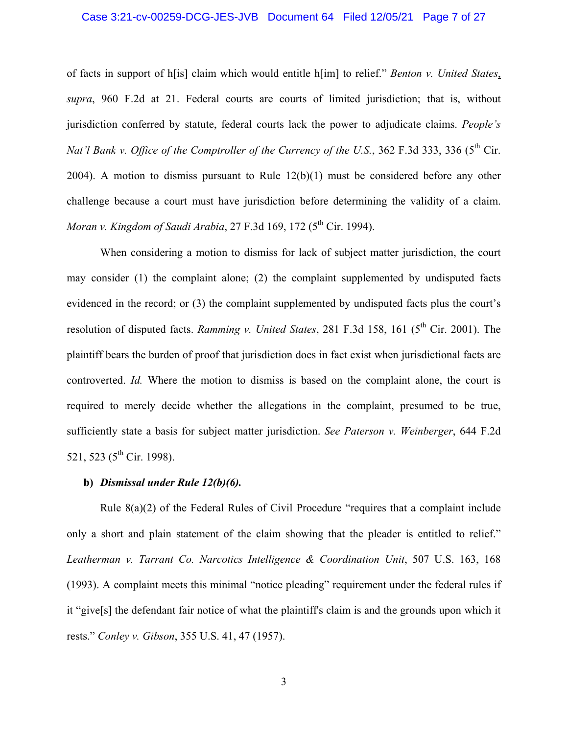of facts in support of h[is] claim which would entitle h[im] to relief." *Benton v. United States*, *supra*, 960 F.2d at 21. Federal courts are courts of limited jurisdiction; that is, without jurisdiction conferred by statute, federal courts lack the power to adjudicate claims. *People's Nat'l Bank v. Office of the Comptroller of the Currency of the U.S.*, 362 F.3d 333, 336 (5th Cir. 2004). A motion to dismiss pursuant to Rule 12(b)(1) must be considered before any other challenge because a court must have jurisdiction before determining the validity of a claim. *Moran v. Kingdom of Saudi Arabia*, 27 F.3d 169, 172 (5th Cir. 1994).

When considering a motion to dismiss for lack of subject matter jurisdiction, the court may consider (1) the complaint alone; (2) the complaint supplemented by undisputed facts evidenced in the record; or (3) the complaint supplemented by undisputed facts plus the court's resolution of disputed facts. *Ramming v. United States*, 281 F.3d 158, 161 (5th Cir. 2001). The plaintiff bears the burden of proof that jurisdiction does in fact exist when jurisdictional facts are controverted. *Id.* Where the motion to dismiss is based on the complaint alone, the court is required to merely decide whether the allegations in the complaint, presumed to be true, sufficiently state a basis for subject matter jurisdiction. *See Paterson v. Weinberger*, 644 F.2d 521, 523 (5th Cir. 1998).

**b)** ***Dismissal under Rule 12(b)(6).***

Rule 8(a)(2) of the Federal Rules of Civil Procedure "requires that a complaint include only a short and plain statement of the claim showing that the pleader is entitled to relief." *Leatherman v. Tarrant Co. Narcotics Intelligence & Coordination Unit*, 507 U.S. 163, 168 (1993). A complaint meets this minimal "notice pleading" requirement under the federal rules if it "give[s] the defendant fair notice of what the plaintiff's claim is and the grounds upon which it rests." *Conley v. Gibson*, 355 U.S. 41, 47 (1957).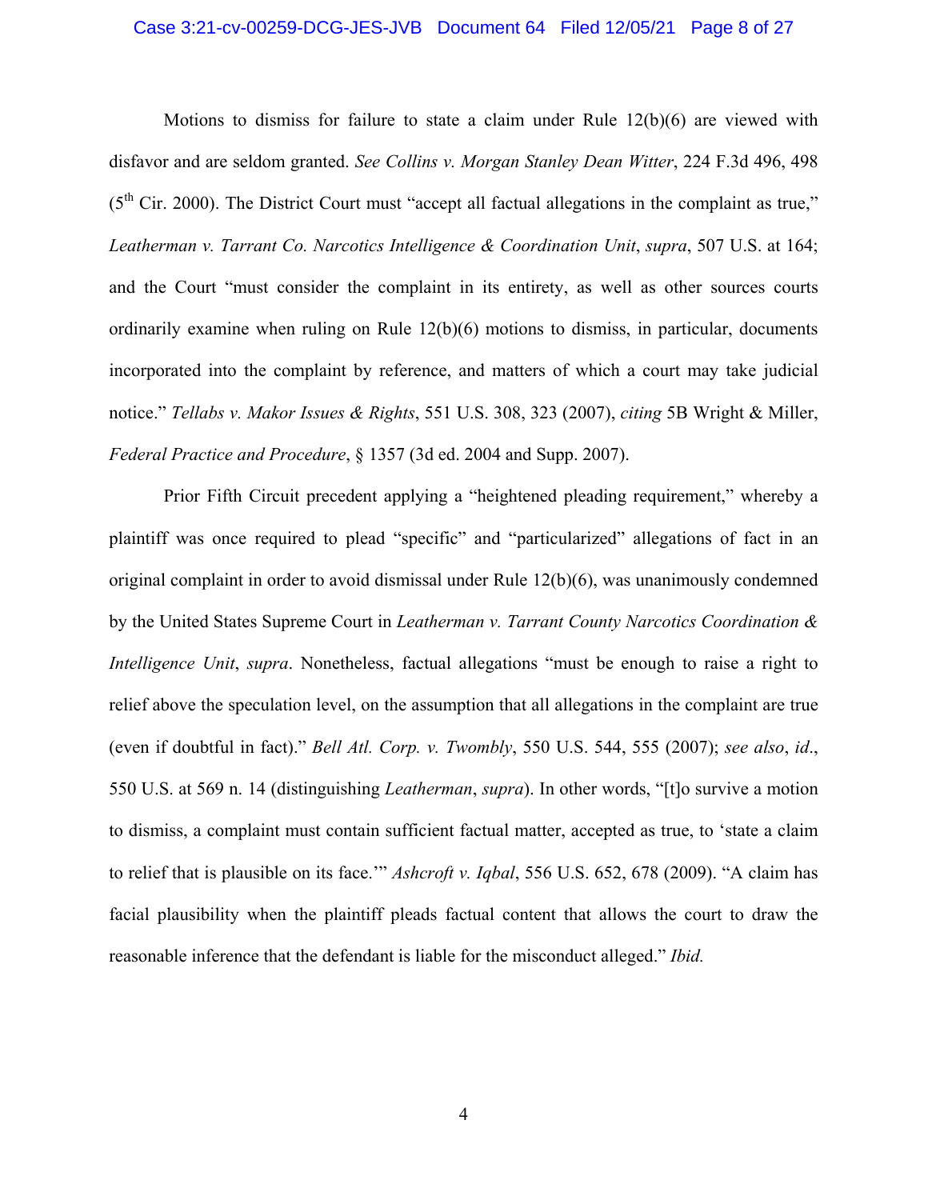Motions to dismiss for failure to state a claim under Rule 12(b)(6) are viewed with disfavor and are seldom granted. *See Collins v. Morgan Stanley Dean Witter*, 224 F.3d 496, 498 (5th Cir. 2000). The District Court must "accept all factual allegations in the complaint as true," *Leatherman v. Tarrant Co. Narcotics Intelligence & Coordination Unit*, *supra*, 507 U.S. at 164; and the Court "must consider the complaint in its entirety, as well as other sources courts ordinarily examine when ruling on Rule 12(b)(6) motions to dismiss, in particular, documents incorporated into the complaint by reference, and matters of which a court may take judicial notice." *Tellabs v. Makor Issues & Rights*, 551 U.S. 308, 323 (2007), *citing* 5B Wright & Miller, *Federal Practice and Procedure*, § 1357 (3d ed. 2004 and Supp. 2007).

Prior Fifth Circuit precedent applying a "heightened pleading requirement," whereby a plaintiff was once required to plead "specific" and "particularized" allegations of fact in an original complaint in order to avoid dismissal under Rule 12(b)(6), was unanimously condemned by the United States Supreme Court in *Leatherman v. Tarrant County Narcotics Coordination & Intelligence Unit*, *supra*. Nonetheless, factual allegations "must be enough to raise a right to relief above the speculation level, on the assumption that all allegations in the complaint are true (even if doubtful in fact)." *Bell Atl. Corp. v. Twombly*, 550 U.S. 544, 555 (2007); *see also*, *id*., 550 U.S. at 569 n. 14 (distinguishing *Leatherman*, *supra*). In other words, "[t]o survive a motion to dismiss, a complaint must contain sufficient factual matter, accepted as true, to 'state a claim to relief that is plausible on its face.'" *Ashcroft v. Iqbal*, 556 U.S. 652, 678 (2009). "A claim has facial plausibility when the plaintiff pleads factual content that allows the court to draw the reasonable inference that the defendant is liable for the misconduct alleged." *Ibid.*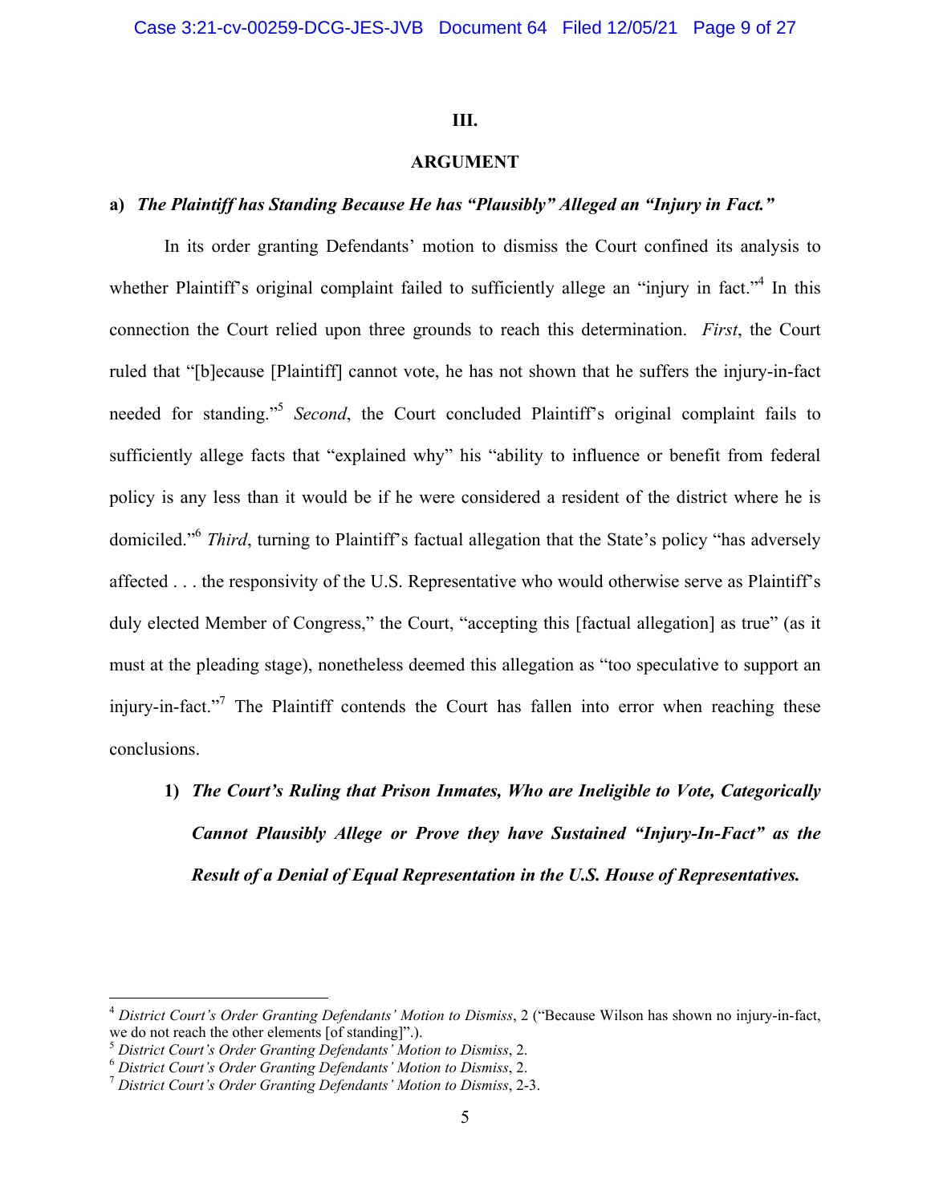### III.

### ARGUMENT

**a)** ***The Plaintiff has Standing Because He has "Plausibly" Alleged an "Injury in Fact."***

In its order granting Defendants' motion to dismiss the Court confined its analysis to whether Plaintiff's original complaint failed to sufficiently allege an "injury in fact."[4] In this connection the Court relied upon three grounds to reach this determination. *First*, the Court ruled that "[b]ecause [Plaintiff] cannot vote, he has not shown that he suffers the injury-in-fact needed for standing."[5] *Second*, the Court concluded Plaintiff's original complaint fails to sufficiently allege facts that "explained why" his "ability to influence or benefit from federal policy is any less than it would be if he were considered a resident of the district where he is domiciled."[6] *Third*, turning to Plaintiff's factual allegation that the State's policy "has adversely affected . . . the responsivity of the U.S. Representative who would otherwise serve as Plaintiff's duly elected Member of Congress," the Court, "accepting this [factual allegation] as true" (as it must at the pleading stage), nonetheless deemed this allegation as "too speculative to support an injury-in-fact."[7] The Plaintiff contends the Court has fallen into error when reaching these conclusions.

1) ***The Court's Ruling that Prison Inmates, Who are Ineligible to Vote, Categorically Cannot Plausibly Allege or Prove they have Sustained "Injury-In-Fact" as the Result of a Denial of Equal Representation in the U.S. House of Representatives.***

---

[4] *District Court's Order Granting Defendants' Motion to Dismiss*, 2 ("Because Wilson has shown no injury-in-fact, we do not reach the other elements [of standing]".).

[5] *District Court's Order Granting Defendants' Motion to Dismiss*, 2.

[6] *District Court's Order Granting Defendants' Motion to Dismiss*, 2.

[7] *District Court's Order Granting Defendants' Motion to Dismiss*, 2-3.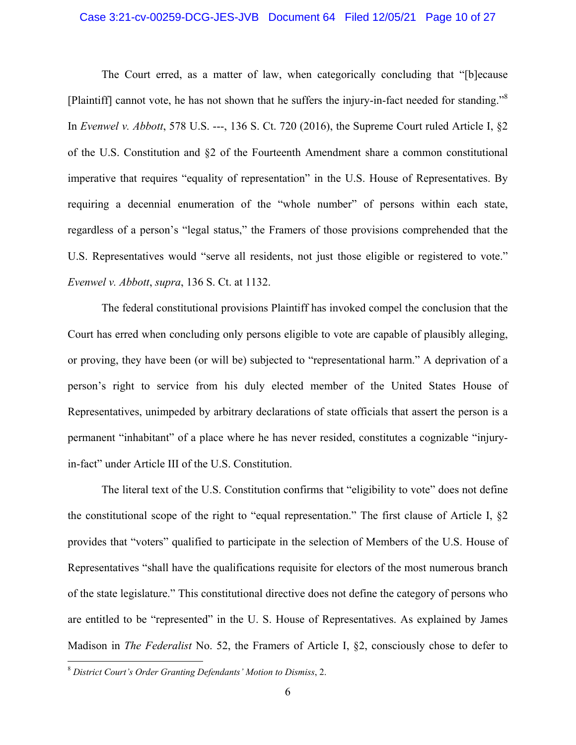The Court erred, as a matter of law, when categorically concluding that "[b]ecause [Plaintiff] cannot vote, he has not shown that he suffers the injury-in-fact needed for standing."[8] In *Evenwel v. Abbott*, 578 U.S. ---, 136 S. Ct. 720 (2016), the Supreme Court ruled Article I, §2 of the U.S. Constitution and §2 of the Fourteenth Amendment share a common constitutional imperative that requires "equality of representation" in the U.S. House of Representatives. By requiring a decennial enumeration of the "whole number" of persons within each state, regardless of a person's "legal status," the Framers of those provisions comprehended that the U.S. Representatives would "serve all residents, not just those eligible or registered to vote." *Evenwel v. Abbott*, *supra*, 136 S. Ct. at 1132.

The federal constitutional provisions Plaintiff has invoked compel the conclusion that the Court has erred when concluding only persons eligible to vote are capable of plausibly alleging, or proving, they have been (or will be) subjected to "representational harm." A deprivation of a person's right to service from his duly elected member of the United States House of Representatives, unimpeded by arbitrary declarations of state officials that assert the person is a permanent "inhabitant" of a place where he has never resided, constitutes a cognizable "injury-in-fact" under Article III of the U.S. Constitution.

The literal text of the U.S. Constitution confirms that "eligibility to vote" does not define the constitutional scope of the right to "equal representation." The first clause of Article I, §2 provides that "voters" qualified to participate in the selection of Members of the U.S. House of Representatives "shall have the qualifications requisite for electors of the most numerous branch of the state legislature." This constitutional directive does not define the category of persons who are entitled to be "represented" in the U. S. House of Representatives. As explained by James Madison in *The Federalist* No. 52, the Framers of Article I, §2, consciously chose to defer to

---

[8] *District Court's Order Granting Defendants' Motion to Dismiss*, 2.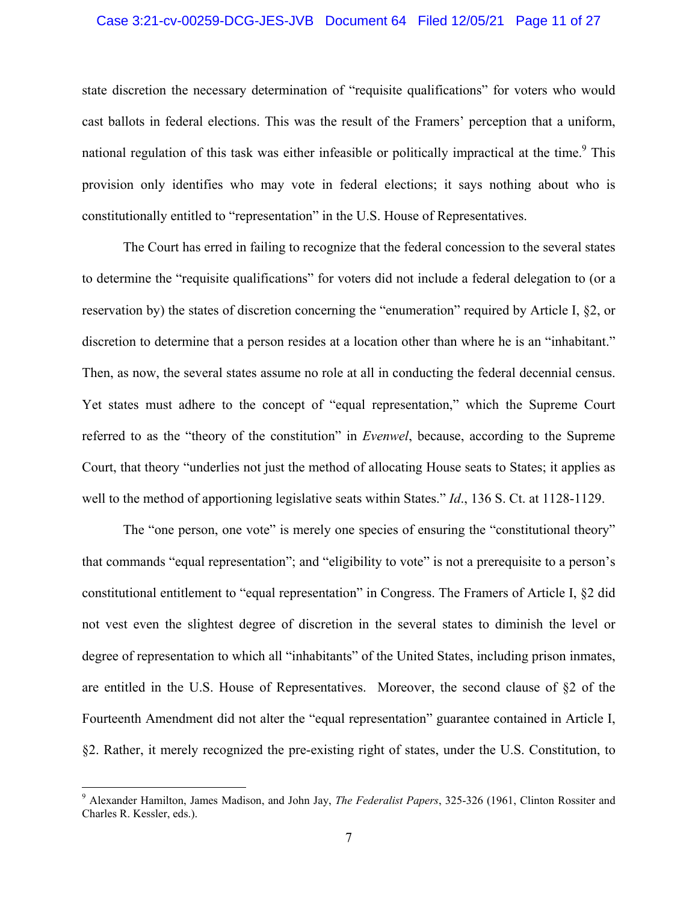state discretion the necessary determination of "requisite qualifications" for voters who would cast ballots in federal elections. This was the result of the Framers' perception that a uniform, national regulation of this task was either infeasible or politically impractical at the time.[9] This provision only identifies who may vote in federal elections; it says nothing about who is constitutionally entitled to "representation" in the U.S. House of Representatives.

The Court has erred in failing to recognize that the federal concession to the several states to determine the "requisite qualifications" for voters did not include a federal delegation to (or a reservation by) the states of discretion concerning the "enumeration" required by Article I, §2, or discretion to determine that a person resides at a location other than where he is an "inhabitant." Then, as now, the several states assume no role at all in conducting the federal decennial census. Yet states must adhere to the concept of "equal representation," which the Supreme Court referred to as the "theory of the constitution" in *Evenwel*, because, according to the Supreme Court, that theory "underlies not just the method of allocating House seats to States; it applies as well to the method of apportioning legislative seats within States." *Id*., 136 S. Ct. at 1128-1129.

The "one person, one vote" is merely one species of ensuring the "constitutional theory" that commands "equal representation"; and "eligibility to vote" is not a prerequisite to a person's constitutional entitlement to "equal representation" in Congress. The Framers of Article I, §2 did not vest even the slightest degree of discretion in the several states to diminish the level or degree of representation to which all "inhabitants" of the United States, including prison inmates, are entitled in the U.S. House of Representatives. Moreover, the second clause of §2 of the Fourteenth Amendment did not alter the "equal representation" guarantee contained in Article I, §2. Rather, it merely recognized the pre-existing right of states, under the U.S. Constitution, to

---

[9] Alexander Hamilton, James Madison, and John Jay, *The Federalist Papers*, 325-326 (1961, Clinton Rossiter and Charles R. Kessler, eds.).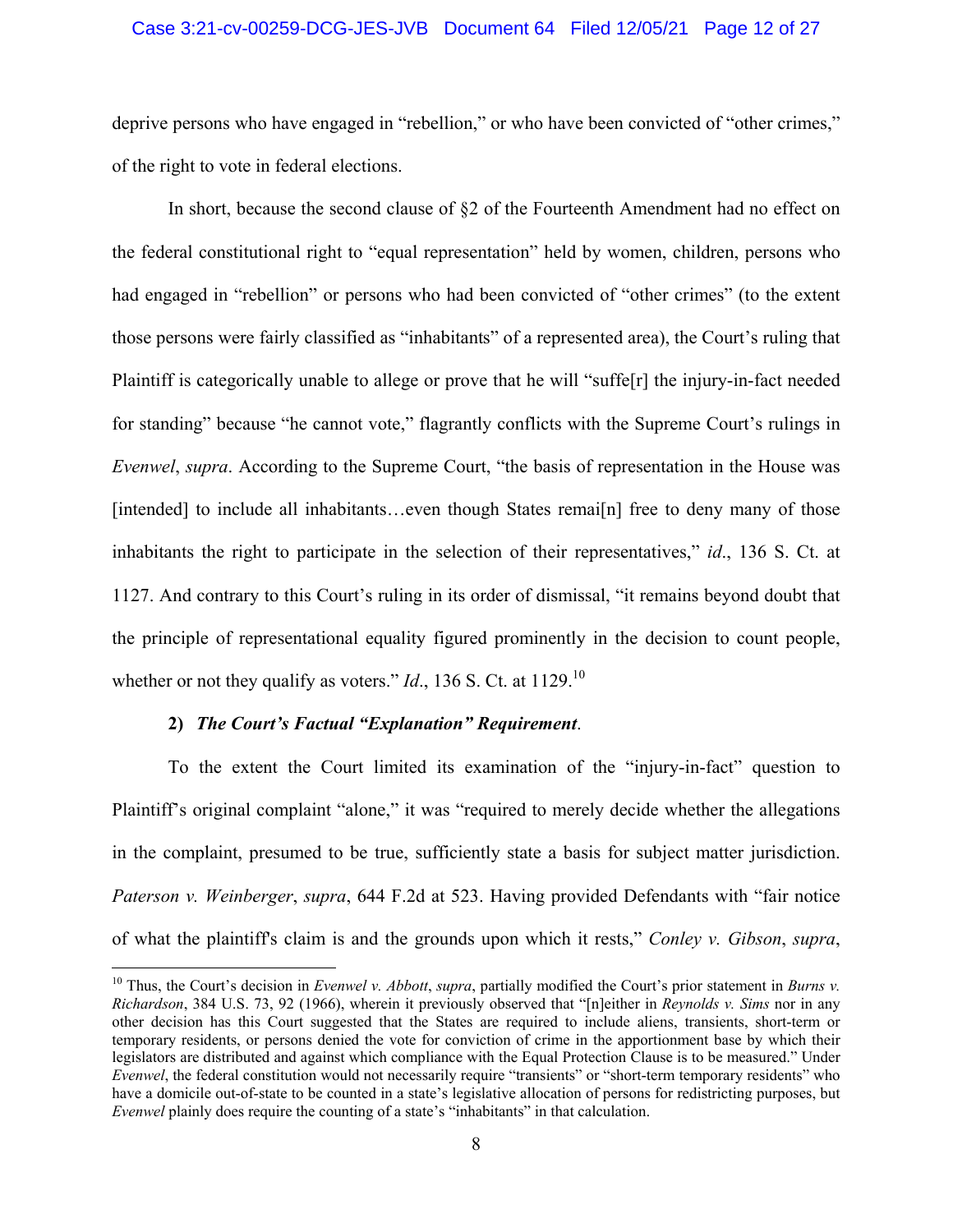deprive persons who have engaged in "rebellion," or who have been convicted of "other crimes," of the right to vote in federal elections.

In short, because the second clause of §2 of the Fourteenth Amendment had no effect on the federal constitutional right to "equal representation" held by women, children, persons who had engaged in "rebellion" or persons who had been convicted of "other crimes" (to the extent those persons were fairly classified as "inhabitants" of a represented area), the Court's ruling that Plaintiff is categorically unable to allege or prove that he will "suffe[r] the injury-in-fact needed for standing" because "he cannot vote," flagrantly conflicts with the Supreme Court's rulings in *Evenwel*, *supra*. According to the Supreme Court, "the basis of representation in the House was [intended] to include all inhabitants…even though States remai[n] free to deny many of those inhabitants the right to participate in the selection of their representatives," *id*., 136 S. Ct. at 1127. And contrary to this Court's ruling in its order of dismissal, "it remains beyond doubt that the principle of representational equality figured prominently in the decision to count people, whether or not they qualify as voters." *Id*., 136 S. Ct. at 1129.[10]

**2) *The Court's Factual "Explanation" Requirement*.**

To the extent the Court limited its examination of the "injury-in-fact" question to Plaintiff's original complaint "alone," it was "required to merely decide whether the allegations in the complaint, presumed to be true, sufficiently state a basis for subject matter jurisdiction. *Paterson v. Weinberger*, *supra*, 644 F.2d at 523. Having provided Defendants with "fair notice of what the plaintiff's claim is and the grounds upon which it rests," *Conley v. Gibson*, *supra*,

---

[10] Thus, the Court's decision in *Evenwel v. Abbott*, *supra*, partially modified the Court's prior statement in *Burns v. Richardson*, 384 U.S. 73, 92 (1966), wherein it previously observed that "[n]either in *Reynolds v. Sims* nor in any other decision has this Court suggested that the States are required to include aliens, transients, short-term or temporary residents, or persons denied the vote for conviction of crime in the apportionment base by which their legislators are distributed and against which compliance with the Equal Protection Clause is to be measured." Under *Evenwel*, the federal constitution would not necessarily require "transients" or "short-term temporary residents" who have a domicile out-of-state to be counted in a state's legislative allocation of persons for redistricting purposes, but *Evenwel* plainly does require the counting of a state's "inhabitants" in that calculation.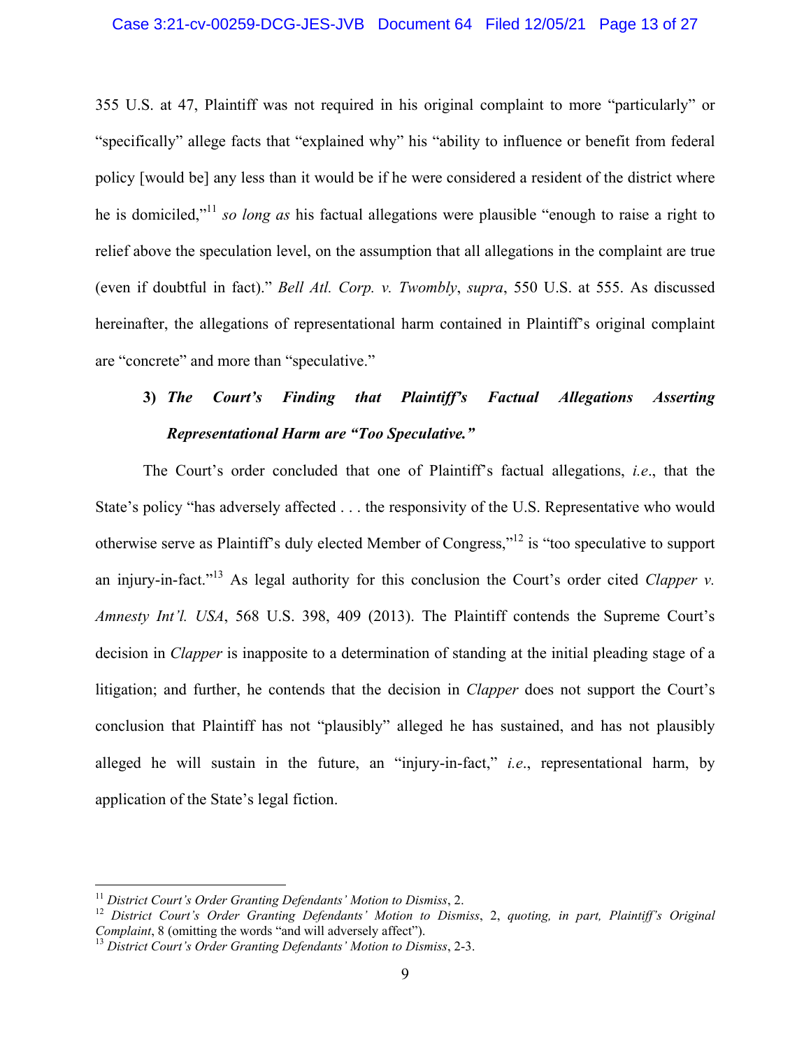355 U.S. at 47, Plaintiff was not required in his original complaint to more "particularly" or "specifically" allege facts that "explained why" his "ability to influence or benefit from federal policy [would be] any less than it would be if he were considered a resident of the district where he is domiciled,"[11] *so long as* his factual allegations were plausible "enough to raise a right to relief above the speculation level, on the assumption that all allegations in the complaint are true (even if doubtful in fact)." *Bell Atl. Corp. v. Twombly*, *supra*, 550 U.S. at 555. As discussed hereinafter, the allegations of representational harm contained in Plaintiff's original complaint are "concrete" and more than "speculative."

**3) *The Court's Finding that Plaintiff's Factual Allegations Asserting Representational Harm are "Too Speculative."***

The Court's order concluded that one of Plaintiff's factual allegations, *i.e*., that the State's policy "has adversely affected . . . the responsivity of the U.S. Representative who would otherwise serve as Plaintiff's duly elected Member of Congress,"[12] is "too speculative to support an injury-in-fact."[13] As legal authority for this conclusion the Court's order cited *Clapper v. Amnesty Int'l. USA*, 568 U.S. 398, 409 (2013). The Plaintiff contends the Supreme Court's decision in *Clapper* is inapposite to a determination of standing at the initial pleading stage of a litigation; and further, he contends that the decision in *Clapper* does not support the Court's conclusion that Plaintiff has not "plausibly" alleged he has sustained, and has not plausibly alleged he will sustain in the future, an "injury-in-fact," *i.e*., representational harm, by application of the State's legal fiction.

---

[11] *District Court's Order Granting Defendants' Motion to Dismiss*, 2.

[12] *District Court's Order Granting Defendants' Motion to Dismiss*, 2, *quoting, in part, Plaintiff's Original Complaint*, 8 (omitting the words "and will adversely affect").

[13] *District Court's Order Granting Defendants' Motion to Dismiss*, 2-3.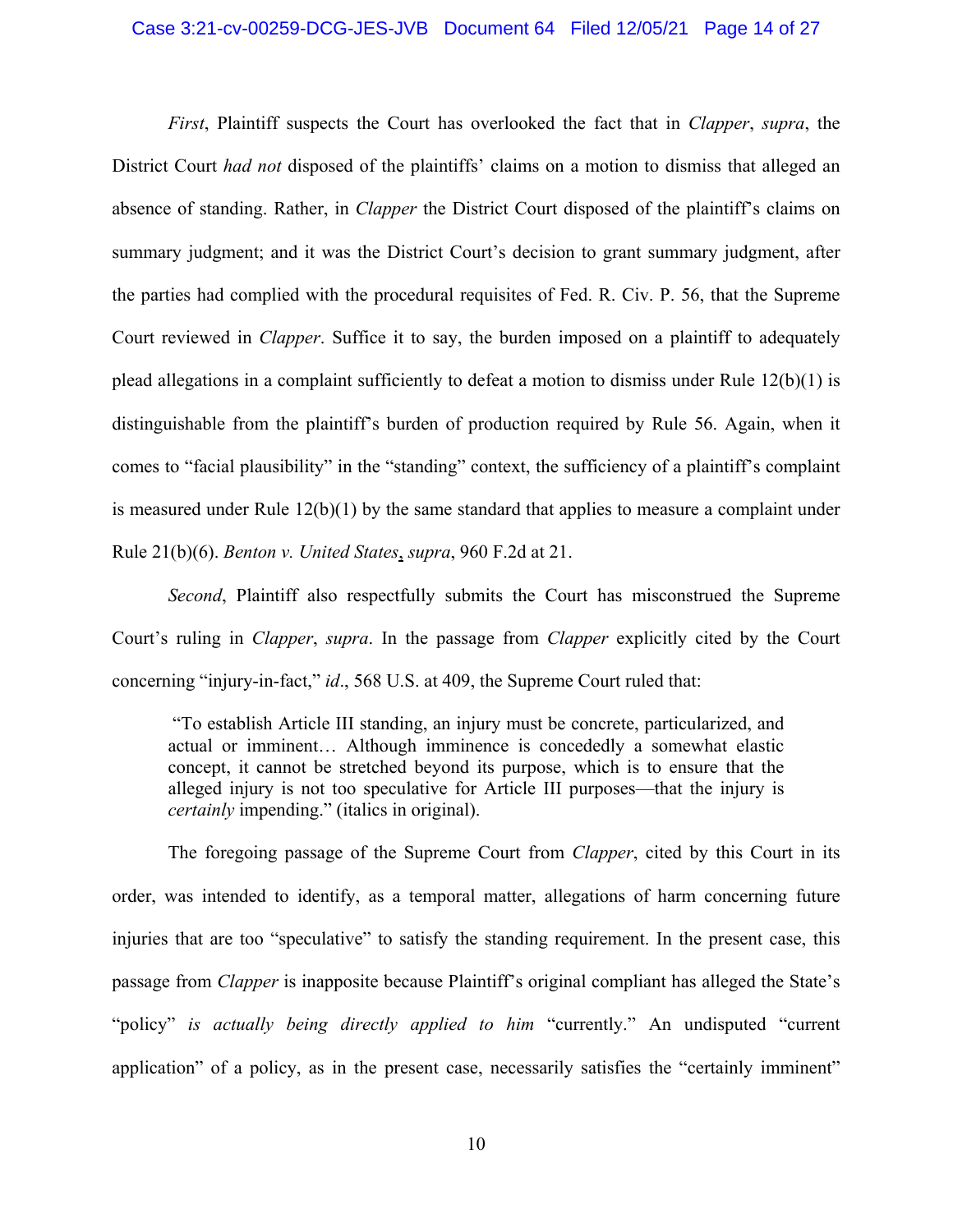*First*, Plaintiff suspects the Court has overlooked the fact that in *Clapper*, *supra*, the District Court *had not* disposed of the plaintiffs' claims on a motion to dismiss that alleged an absence of standing. Rather, in *Clapper* the District Court disposed of the plaintiff's claims on summary judgment; and it was the District Court's decision to grant summary judgment, after the parties had complied with the procedural requisites of Fed. R. Civ. P. 56, that the Supreme Court reviewed in *Clapper*. Suffice it to say, the burden imposed on a plaintiff to adequately plead allegations in a complaint sufficiently to defeat a motion to dismiss under Rule 12(b)(1) is distinguishable from the plaintiff's burden of production required by Rule 56. Again, when it comes to "facial plausibility" in the "standing" context, the sufficiency of a plaintiff's complaint is measured under Rule 12(b)(1) by the same standard that applies to measure a complaint under Rule 21(b)(6). *Benton v. United States*, *supra*, 960 F.2d at 21.

*Second*, Plaintiff also respectfully submits the Court has misconstrued the Supreme Court's ruling in *Clapper*, *supra*. In the passage from *Clapper* explicitly cited by the Court concerning "injury-in-fact," *id*., 568 U.S. at 409, the Supreme Court ruled that:

> "To establish Article III standing, an injury must be concrete, particularized, and actual or imminent… Although imminence is concededly a somewhat elastic concept, it cannot be stretched beyond its purpose, which is to ensure that the alleged injury is not too speculative for Article III purposes—that the injury is *certainly* impending." (italics in original).

The foregoing passage of the Supreme Court from *Clapper*, cited by this Court in its order, was intended to identify, as a temporal matter, allegations of harm concerning future injuries that are too "speculative" to satisfy the standing requirement. In the present case, this passage from *Clapper* is inapposite because Plaintiff's original compliant has alleged the State's "policy" *is actually being directly applied to him* "currently." An undisputed "current application" of a policy, as in the present case, necessarily satisfies the "certainly imminent"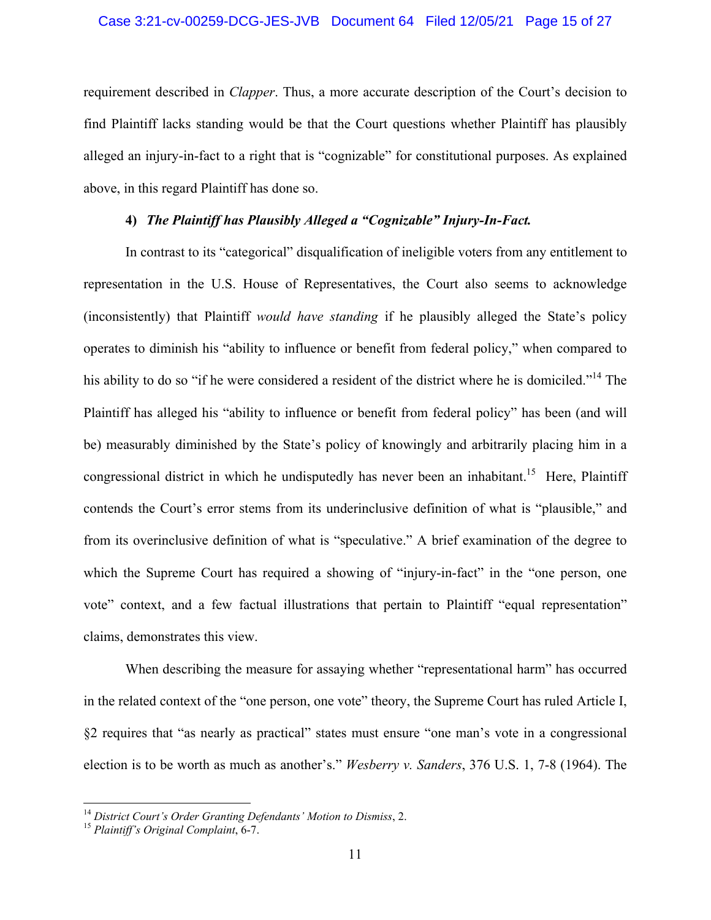requirement described in *Clapper*. Thus, a more accurate description of the Court's decision to find Plaintiff lacks standing would be that the Court questions whether Plaintiff has plausibly alleged an injury-in-fact to a right that is "cognizable" for constitutional purposes. As explained above, in this regard Plaintiff has done so.

**4) *The Plaintiff has Plausibly Alleged a "Cognizable" Injury-In-Fact.***

In contrast to its "categorical" disqualification of ineligible voters from any entitlement to representation in the U.S. House of Representatives, the Court also seems to acknowledge (inconsistently) that Plaintiff *would have standing* if he plausibly alleged the State's policy operates to diminish his "ability to influence or benefit from federal policy," when compared to his ability to do so "if he were considered a resident of the district where he is domiciled."[14] The Plaintiff has alleged his "ability to influence or benefit from federal policy" has been (and will be) measurably diminished by the State's policy of knowingly and arbitrarily placing him in a congressional district in which he undisputedly has never been an inhabitant.[15] Here, Plaintiff contends the Court's error stems from its underinclusive definition of what is "plausible," and from its overinclusive definition of what is "speculative." A brief examination of the degree to which the Supreme Court has required a showing of "injury-in-fact" in the "one person, one vote" context, and a few factual illustrations that pertain to Plaintiff "equal representation" claims, demonstrates this view.

When describing the measure for assaying whether "representational harm" has occurred in the related context of the "one person, one vote" theory, the Supreme Court has ruled Article I, §2 requires that "as nearly as practical" states must ensure "one man's vote in a congressional election is to be worth as much as another's." *Wesberry v. Sanders*, 376 U.S. 1, 7-8 (1964). The

---

[14] *District Court's Order Granting Defendants' Motion to Dismiss*, 2.

[15] *Plaintiff's Original Complaint*, 6-7.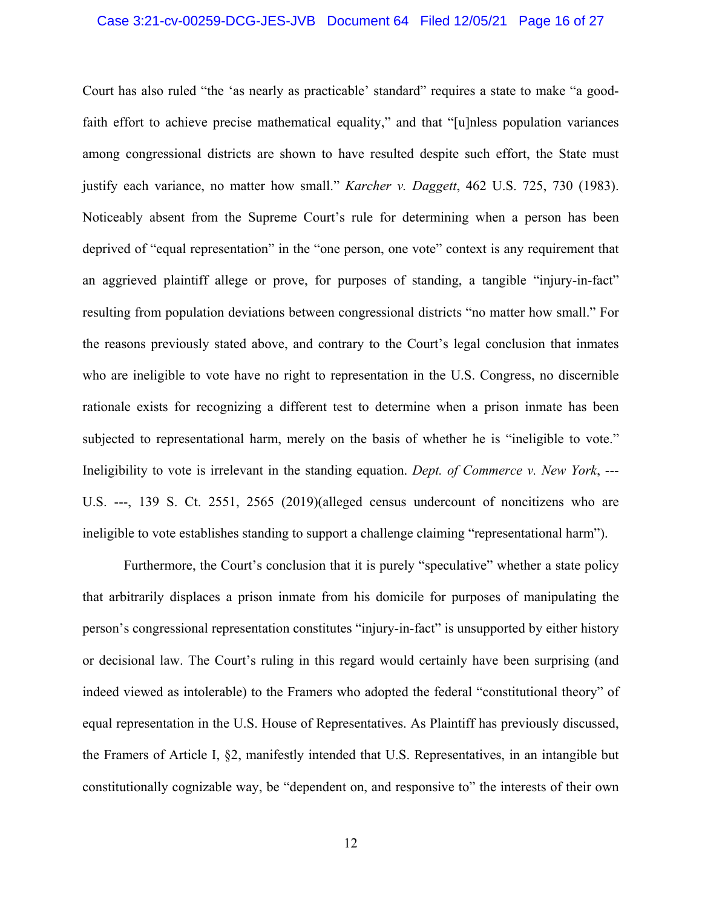Court has also ruled "the 'as nearly as practicable' standard" requires a state to make "a good-faith effort to achieve precise mathematical equality," and that "[u]nless population variances among congressional districts are shown to have resulted despite such effort, the State must justify each variance, no matter how small." *Karcher v. Daggett*, 462 U.S. 725, 730 (1983). Noticeably absent from the Supreme Court's rule for determining when a person has been deprived of "equal representation" in the "one person, one vote" context is any requirement that an aggrieved plaintiff allege or prove, for purposes of standing, a tangible "injury-in-fact" resulting from population deviations between congressional districts "no matter how small." For the reasons previously stated above, and contrary to the Court's legal conclusion that inmates who are ineligible to vote have no right to representation in the U.S. Congress, no discernible rationale exists for recognizing a different test to determine when a prison inmate has been subjected to representational harm, merely on the basis of whether he is "ineligible to vote." Ineligibility to vote is irrelevant in the standing equation. *Dept. of Commerce v. New York*, --- U.S. ---, 139 S. Ct. 2551, 2565 (2019)(alleged census undercount of noncitizens who are ineligible to vote establishes standing to support a challenge claiming "representational harm").

Furthermore, the Court's conclusion that it is purely "speculative" whether a state policy that arbitrarily displaces a prison inmate from his domicile for purposes of manipulating the person's congressional representation constitutes "injury-in-fact" is unsupported by either history or decisional law. The Court's ruling in this regard would certainly have been surprising (and indeed viewed as intolerable) to the Framers who adopted the federal "constitutional theory" of equal representation in the U.S. House of Representatives. As Plaintiff has previously discussed, the Framers of Article I, §2, manifestly intended that U.S. Representatives, in an intangible but constitutionally cognizable way, be "dependent on, and responsive to" the interests of their own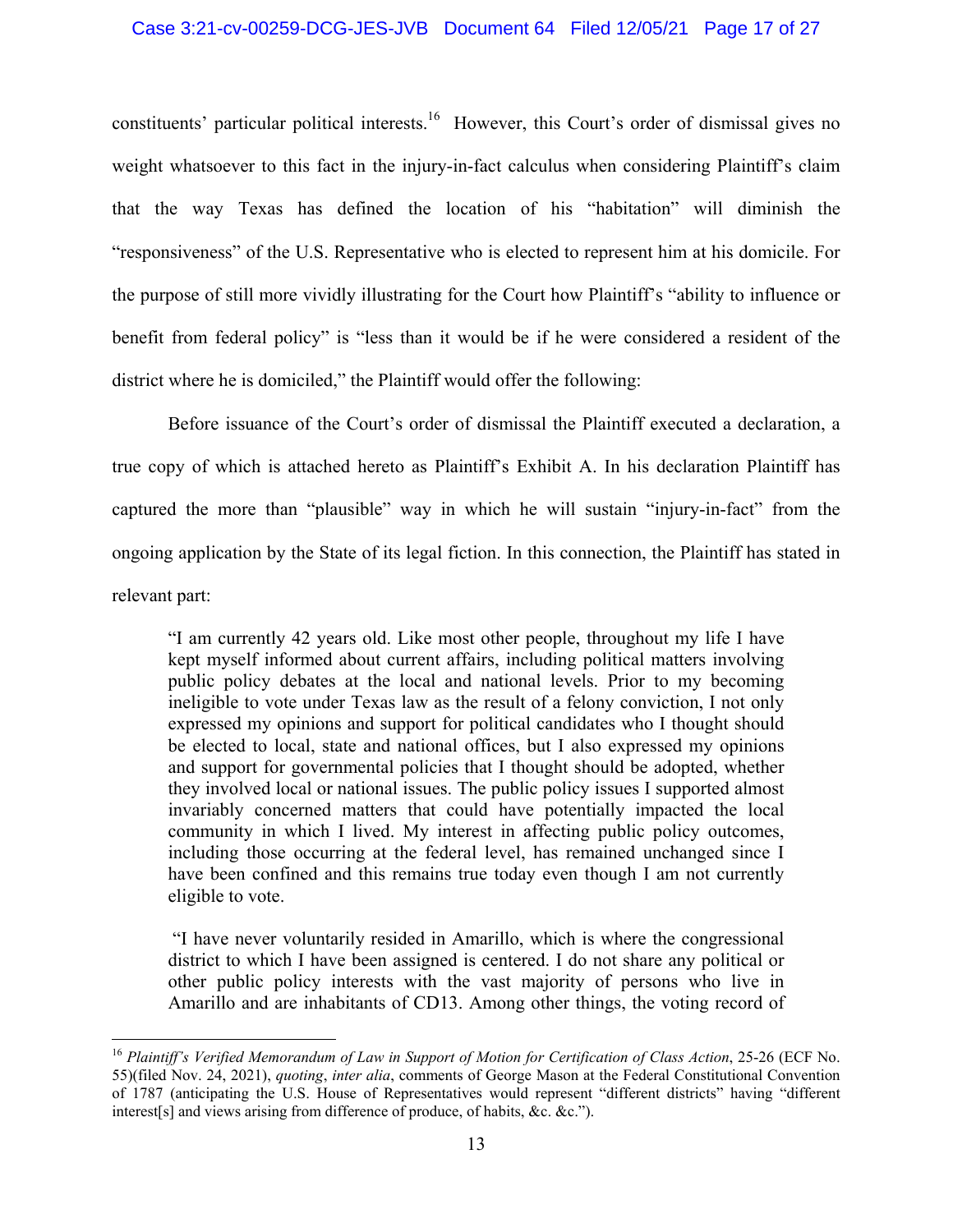constituents' particular political interests.[16] However, this Court's order of dismissal gives no weight whatsoever to this fact in the injury-in-fact calculus when considering Plaintiff's claim that the way Texas has defined the location of his "habitation" will diminish the "responsiveness" of the U.S. Representative who is elected to represent him at his domicile. For the purpose of still more vividly illustrating for the Court how Plaintiff's "ability to influence or benefit from federal policy" is "less than it would be if he were considered a resident of the district where he is domiciled," the Plaintiff would offer the following:

Before issuance of the Court's order of dismissal the Plaintiff executed a declaration, a true copy of which is attached hereto as Plaintiff's Exhibit A. In his declaration Plaintiff has captured the more than "plausible" way in which he will sustain "injury-in-fact" from the ongoing application by the State of its legal fiction. In this connection, the Plaintiff has stated in relevant part:

> "I am currently 42 years old. Like most other people, throughout my life I have kept myself informed about current affairs, including political matters involving public policy debates at the local and national levels. Prior to my becoming ineligible to vote under Texas law as the result of a felony conviction, I not only expressed my opinions and support for political candidates who I thought should be elected to local, state and national offices, but I also expressed my opinions and support for governmental policies that I thought should be adopted, whether they involved local or national issues. The public policy issues I supported almost invariably concerned matters that could have potentially impacted the local community in which I lived. My interest in affecting public policy outcomes, including those occurring at the federal level, has remained unchanged since I have been confined and this remains true today even though I am not currently eligible to vote.
>
> "I have never voluntarily resided in Amarillo, which is where the congressional district to which I have been assigned is centered. I do not share any political or other public policy interests with the vast majority of persons who live in Amarillo and are inhabitants of CD13. Among other things, the voting record of

[16] *Plaintiff's Verified Memorandum of Law in Support of Motion for Certification of Class Action*, 25-26 (ECF No. 55)(filed Nov. 24, 2021), *quoting*, *inter alia*, comments of George Mason at the Federal Constitutional Convention of 1787 (anticipating the U.S. House of Representatives would represent "different districts" having "different interest[s] and views arising from difference of produce, of habits, &c. &c.").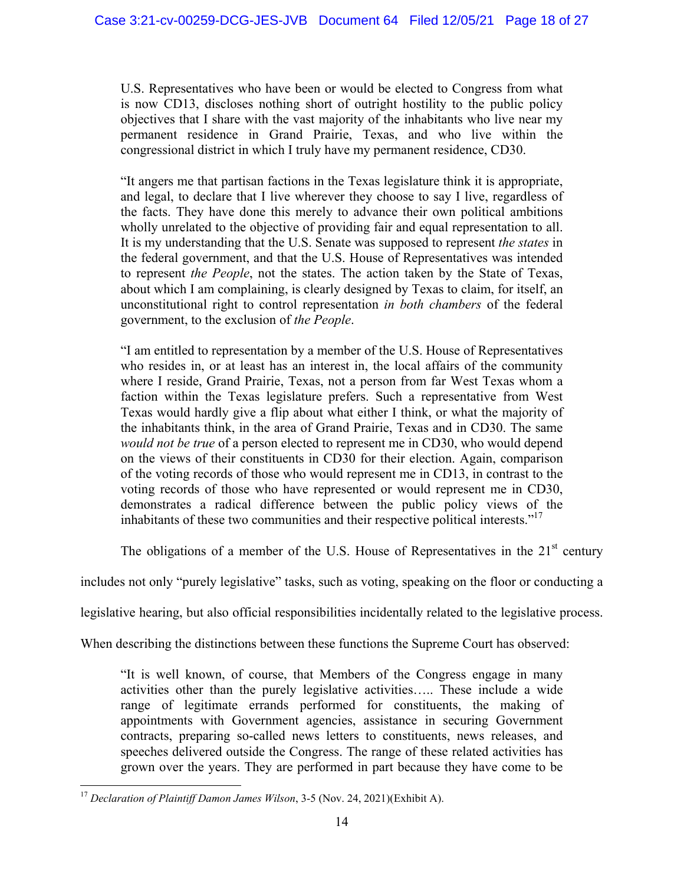U.S. Representatives who have been or would be elected to Congress from what is now CD13, discloses nothing short of outright hostility to the public policy objectives that I share with the vast majority of the inhabitants who live near my permanent residence in Grand Prairie, Texas, and who live within the congressional district in which I truly have my permanent residence, CD30.

> "It angers me that partisan factions in the Texas legislature think it is appropriate, and legal, to declare that I live wherever they choose to say I live, regardless of the facts. They have done this merely to advance their own political ambitions wholly unrelated to the objective of providing fair and equal representation to all. It is my understanding that the U.S. Senate was supposed to represent *the states* in the federal government, and that the U.S. House of Representatives was intended to represent *the People*, not the states. The action taken by the State of Texas, about which I am complaining, is clearly designed by Texas to claim, for itself, an unconstitutional right to control representation *in both chambers* of the federal government, to the exclusion of *the People*.
>
> "I am entitled to representation by a member of the U.S. House of Representatives who resides in, or at least has an interest in, the local affairs of the community where I reside, Grand Prairie, Texas, not a person from far West Texas whom a faction within the Texas legislature prefers. Such a representative from West Texas would hardly give a flip about what either I think, or what the majority of the inhabitants think, in the area of Grand Prairie, Texas and in CD30. The same *would not be true* of a person elected to represent me in CD30, who would depend on the views of their constituents in CD30 for their election. Again, comparison of the voting records of those who would represent me in CD13, in contrast to the voting records of those who have represented or would represent me in CD30, demonstrates a radical difference between the public policy views of the inhabitants of these two communities and their respective political interests."[17]

The obligations of a member of the U.S. House of Representatives in the 21st century includes not only "purely legislative" tasks, such as voting, speaking on the floor or conducting a legislative hearing, but also official responsibilities incidentally related to the legislative process. When describing the distinctions between these functions the Supreme Court has observed:

> "It is well known, of course, that Members of the Congress engage in many activities other than the purely legislative activities….. These include a wide range of legitimate errands performed for constituents, the making of appointments with Government agencies, assistance in securing Government contracts, preparing so-called news letters to constituents, news releases, and speeches delivered outside the Congress. The range of these related activities has grown over the years. They are performed in part because they have come to be

[17] *Declaration of Plaintiff Damon James Wilson*, 3-5 (Nov. 24, 2021)(Exhibit A).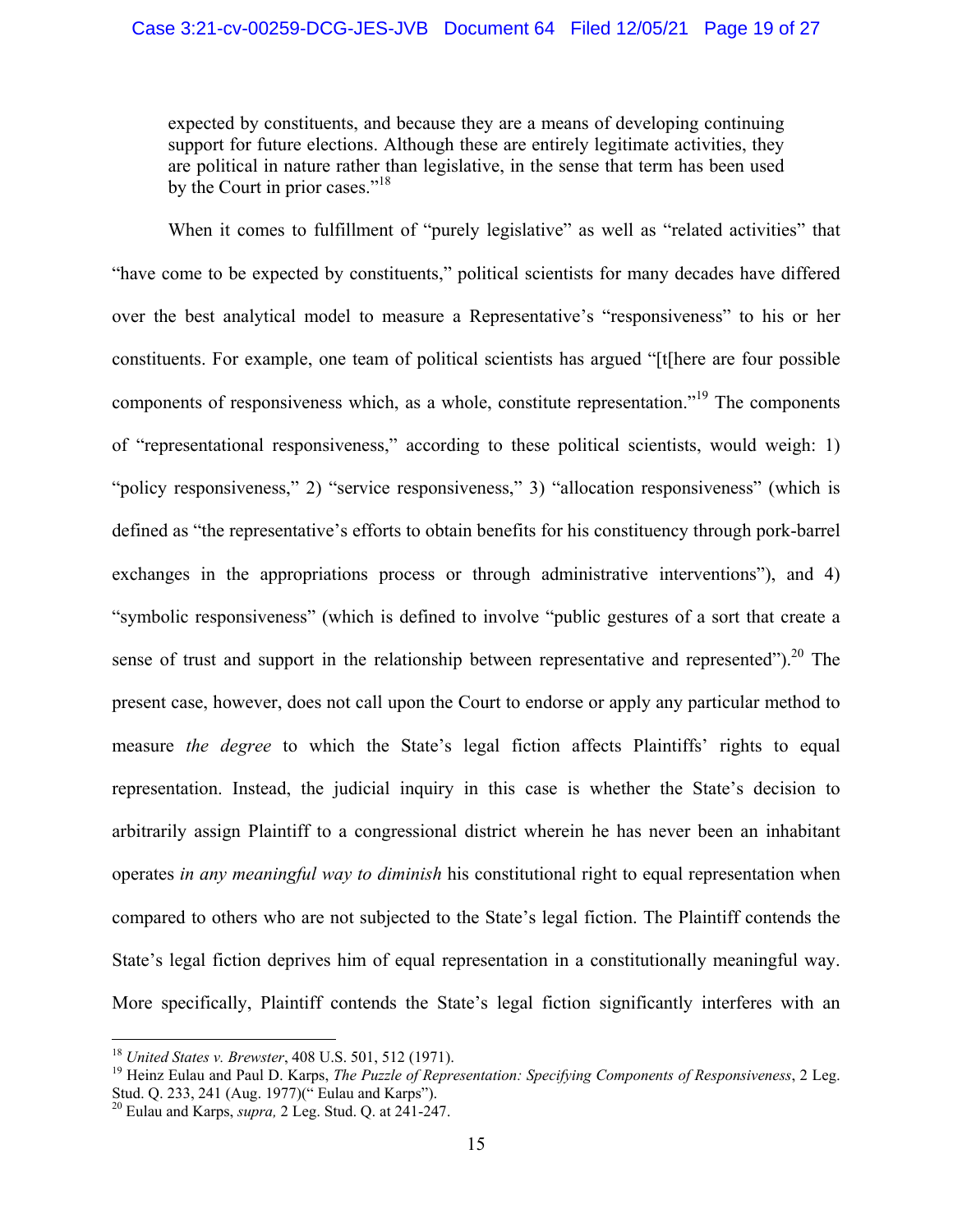> expected by constituents, and because they are a means of developing continuing support for future elections. Although these are entirely legitimate activities, they are political in nature rather than legislative, in the sense that term has been used by the Court in prior cases."[18]

When it comes to fulfillment of "purely legislative" as well as "related activities" that "have come to be expected by constituents," political scientists for many decades have differed over the best analytical model to measure a Representative's "responsiveness" to his or her constituents. For example, one team of political scientists has argued "[t[here are four possible components of responsiveness which, as a whole, constitute representation."[19] The components of "representational responsiveness," according to these political scientists, would weigh: 1) "policy responsiveness," 2) "service responsiveness," 3) "allocation responsiveness" (which is defined as "the representative's efforts to obtain benefits for his constituency through pork-barrel exchanges in the appropriations process or through administrative interventions"), and 4) "symbolic responsiveness" (which is defined to involve "public gestures of a sort that create a sense of trust and support in the relationship between representative and represented").[20] The present case, however, does not call upon the Court to endorse or apply any particular method to measure *the degree* to which the State's legal fiction affects Plaintiffs' rights to equal representation. Instead, the judicial inquiry in this case is whether the State's decision to arbitrarily assign Plaintiff to a congressional district wherein he has never been an inhabitant operates *in any meaningful way to diminish* his constitutional right to equal representation when compared to others who are not subjected to the State's legal fiction. The Plaintiff contends the State's legal fiction deprives him of equal representation in a constitutionally meaningful way. More specifically, Plaintiff contends the State's legal fiction significantly interferes with an

---

[18] *United States v. Brewster*, 408 U.S. 501, 512 (1971).

[19] Heinz Eulau and Paul D. Karps, *The Puzzle of Representation: Specifying Components of Responsiveness*, 2 Leg. Stud. Q. 233, 241 (Aug. 1977)(" Eulau and Karps").

[20] Eulau and Karps, *supra,* 2 Leg. Stud. Q. at 241-247.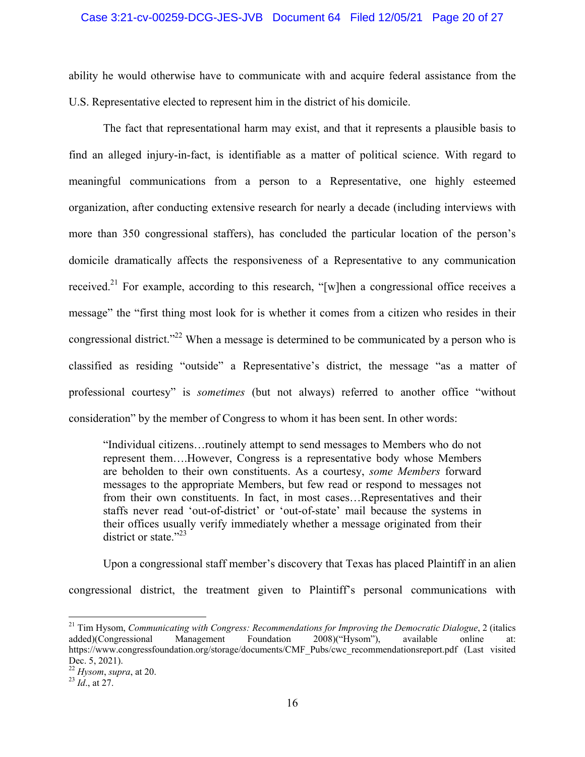ability he would otherwise have to communicate with and acquire federal assistance from the U.S. Representative elected to represent him in the district of his domicile.

The fact that representational harm may exist, and that it represents a plausible basis to find an alleged injury-in-fact, is identifiable as a matter of political science. With regard to meaningful communications from a person to a Representative, one highly esteemed organization, after conducting extensive research for nearly a decade (including interviews with more than 350 congressional staffers), has concluded the particular location of the person's domicile dramatically affects the responsiveness of a Representative to any communication received.[21] For example, according to this research, "[w]hen a congressional office receives a message" the "first thing most look for is whether it comes from a citizen who resides in their congressional district."[22] When a message is determined to be communicated by a person who is classified as residing "outside" a Representative's district, the message "as a matter of professional courtesy" is *sometimes* (but not always) referred to another office "without consideration" by the member of Congress to whom it has been sent. In other words:

> "Individual citizens…routinely attempt to send messages to Members who do not represent them….However, Congress is a representative body whose Members are beholden to their own constituents. As a courtesy, *some Members* forward messages to the appropriate Members, but few read or respond to messages not from their own constituents. In fact, in most cases…Representatives and their staffs never read 'out-of-district' or 'out-of-state' mail because the systems in their offices usually verify immediately whether a message originated from their district or state."[23]

Upon a congressional staff member's discovery that Texas has placed Plaintiff in an alien congressional district, the treatment given to Plaintiff's personal communications with

---

[21] Tim Hysom, *Communicating with Congress: Recommendations for Improving the Democratic Dialogue*, 2 (italics added)(Congressional Management Foundation 2008)("Hysom"), available online at: https://www.congressfoundation.org/storage/documents/CMF_Pubs/cwc_recommendationsreport.pdf (Last visited Dec. 5, 2021).

[22] *Hysom*, *supra*, at 20.

[23] *Id*., at 27.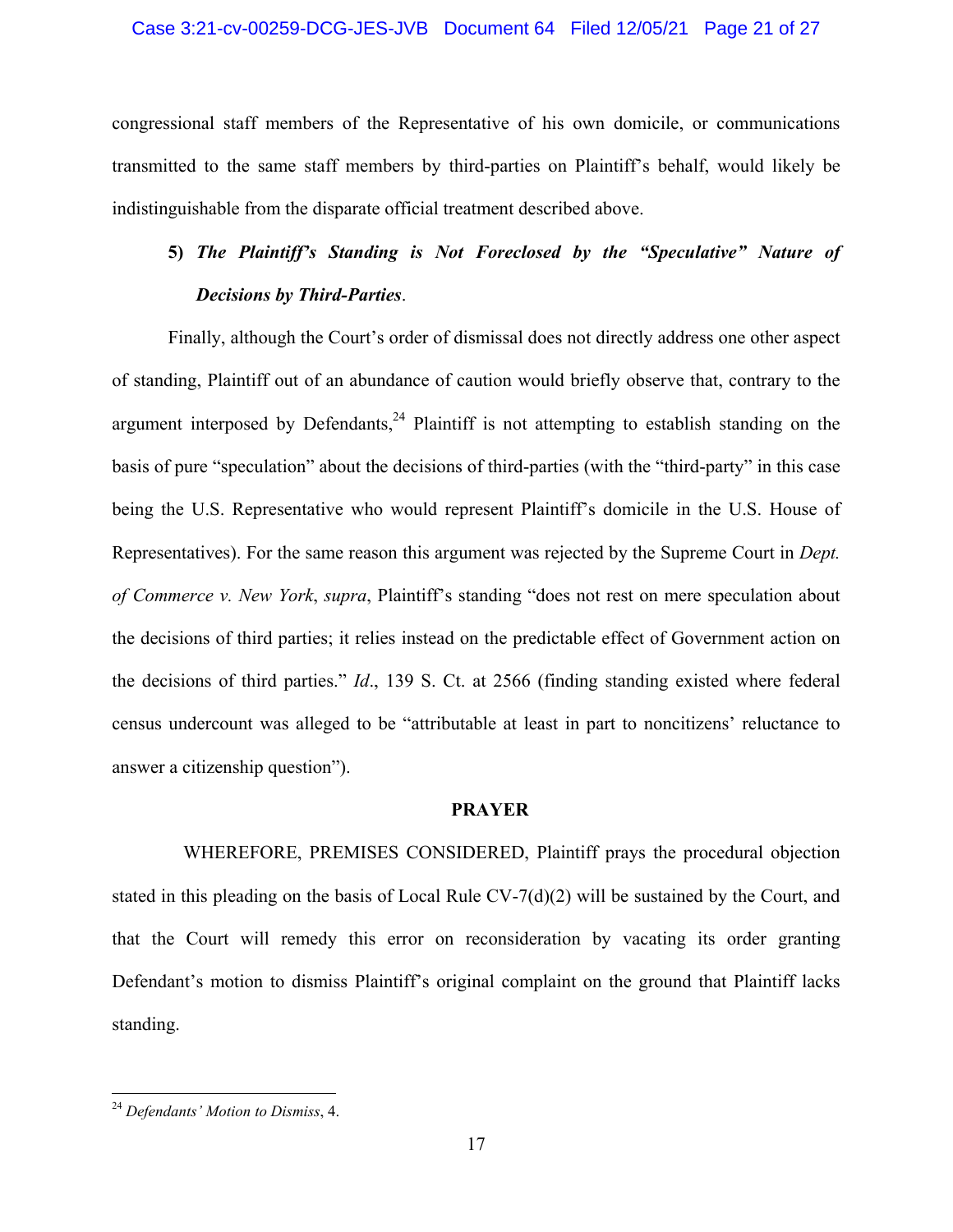congressional staff members of the Representative of his own domicile, or communications transmitted to the same staff members by third-parties on Plaintiff's behalf, would likely be indistinguishable from the disparate official treatment described above.

**5) *The Plaintiff's Standing is Not Foreclosed by the "Speculative" Nature of Decisions by Third-Parties*.**

Finally, although the Court's order of dismissal does not directly address one other aspect of standing, Plaintiff out of an abundance of caution would briefly observe that, contrary to the argument interposed by Defendants,[24] Plaintiff is not attempting to establish standing on the basis of pure "speculation" about the decisions of third-parties (with the "third-party" in this case being the U.S. Representative who would represent Plaintiff's domicile in the U.S. House of Representatives). For the same reason this argument was rejected by the Supreme Court in *Dept. of Commerce v. New York*, *supra*, Plaintiff's standing "does not rest on mere speculation about the decisions of third parties; it relies instead on the predictable effect of Government action on the decisions of third parties." *Id*., 139 S. Ct. at 2566 (finding standing existed where federal census undercount was alleged to be "attributable at least in part to noncitizens' reluctance to answer a citizenship question").

**PRAYER**

WHEREFORE, PREMISES CONSIDERED, Plaintiff prays the procedural objection stated in this pleading on the basis of Local Rule CV-7(d)(2) will be sustained by the Court, and that the Court will remedy this error on reconsideration by vacating its order granting Defendant's motion to dismiss Plaintiff's original complaint on the ground that Plaintiff lacks standing.

---

[24] *Defendants' Motion to Dismiss*, 4.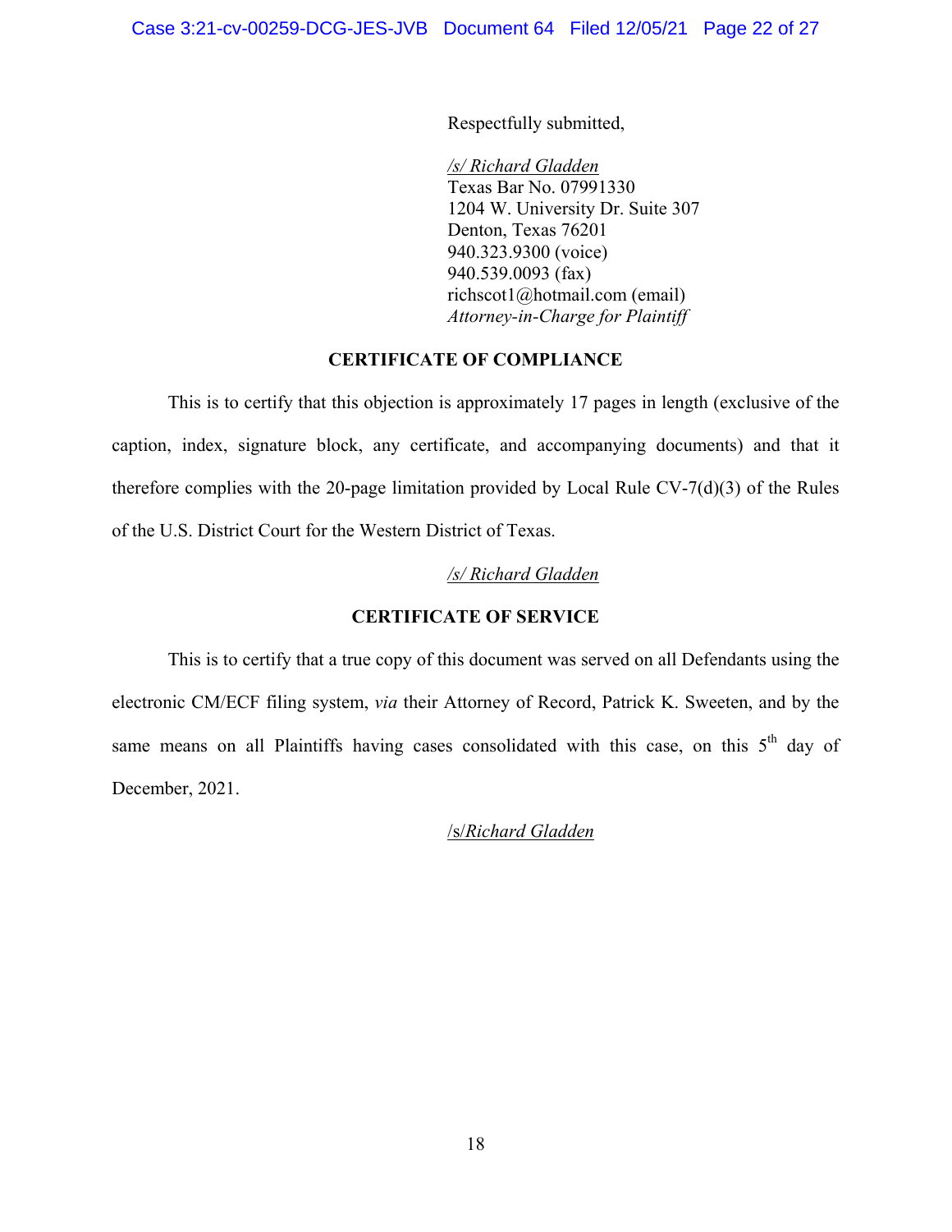Respectfully submitted,

*/s/ Richard Gladden*
Texas Bar No. 07991330
1204 W. University Dr. Suite 307
Denton, Texas 76201
940.323.9300 (voice)
940.539.0093 (fax)
richscot1@hotmail.com (email)
*Attorney-in-Charge for Plaintiff*

**CERTIFICATE OF COMPLIANCE**

This is to certify that this objection is approximately 17 pages in length (exclusive of the caption, index, signature block, any certificate, and accompanying documents) and that it therefore complies with the 20-page limitation provided by Local Rule CV-7(d)(3) of the Rules of the U.S. District Court for the Western District of Texas.

*/s/ Richard Gladden*

**CERTIFICATE OF SERVICE**

This is to certify that a true copy of this document was served on all Defendants using the electronic CM/ECF filing system, *via* their Attorney of Record, Patrick K. Sweeten, and by the same means on all Plaintiffs having cases consolidated with this case, on this 5th day of December, 2021.

/s/*Richard Gladden*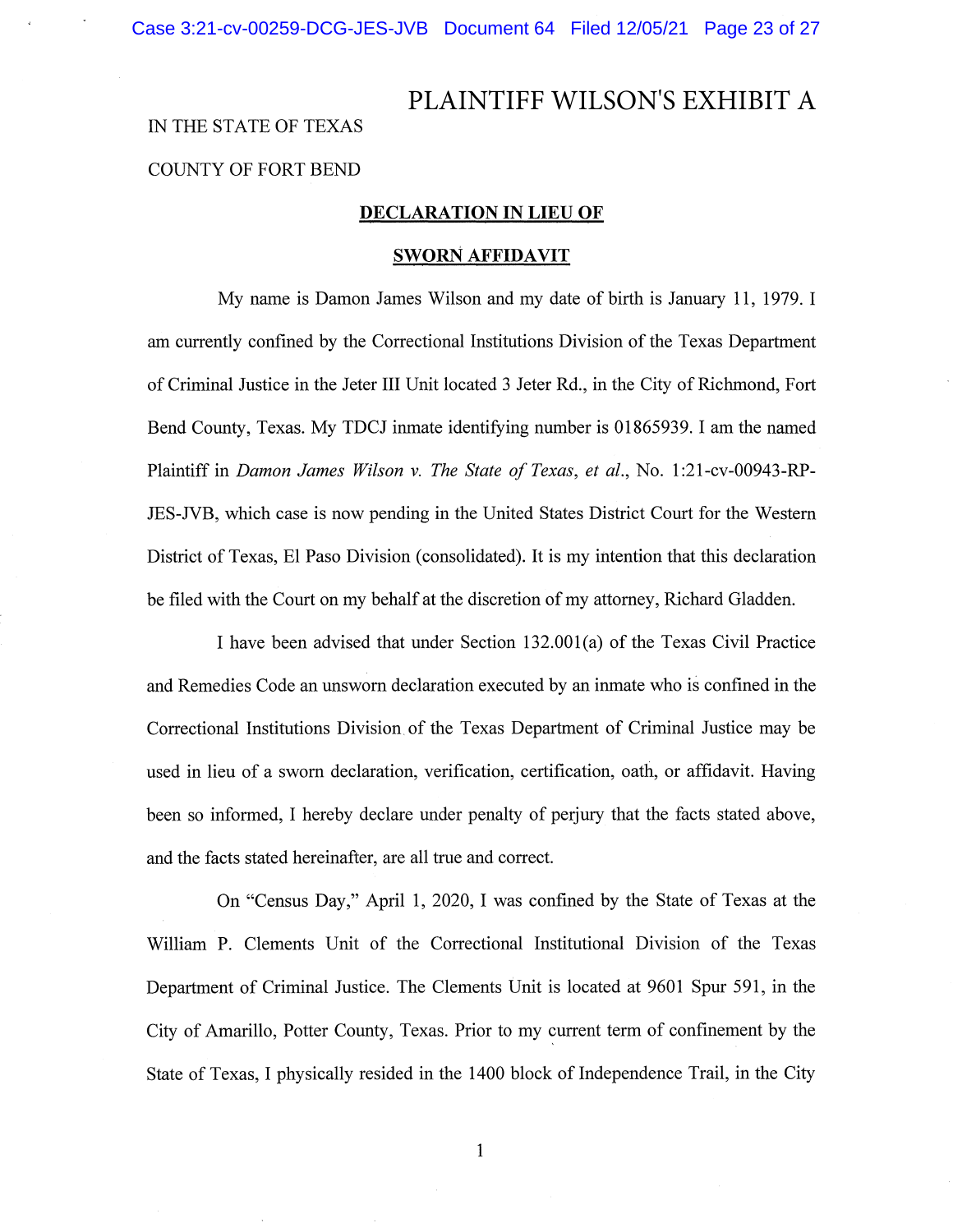# PLAINTIFF WILSON'S EXHIBIT A

IN THE STATE OF TEXAS

COUNTY OF FORT BEND

**DECLARATION IN LIEU OF**

**SWORN AFFIDAVIT**

My name is Damon James Wilson and my date of birth is January 11, 1979. I am currently confined by the Correctional Institutions Division of the Texas Department of Criminal Justice in the Jeter III Unit located 3 Jeter Rd., in the City of Richmond, Fort Bend County, Texas. My TDCJ inmate identifying number is 01865939. I am the named Plaintiff in *Damon James Wilson v. The State of Texas, et al.*, No. 1:21-cv-00943-RP-JES-JVB, which case is now pending in the United States District Court for the Western District of Texas, El Paso Division (consolidated). It is my intention that this declaration be filed with the Court on my behalf at the discretion of my attorney, Richard Gladden.

I have been advised that under Section 132.001(a) of the Texas Civil Practice and Remedies Code an unsworn declaration executed by an inmate who is confined in the Correctional Institutions Division of the Texas Department of Criminal Justice may be used in lieu of a sworn declaration, verification, certification, oath, or affidavit. Having been so informed, I hereby declare under penalty of perjury that the facts stated above, and the facts stated hereinafter, are all true and correct.

On "Census Day," April 1, 2020, I was confined by the State of Texas at the William P. Clements Unit of the Correctional Institutional Division of the Texas Department of Criminal Justice. The Clements Unit is located at 9601 Spur 591, in the City of Amarillo, Potter County, Texas. Prior to my current term of confinement by the State of Texas, I physically resided in the 1400 block of Independence Trail, in the City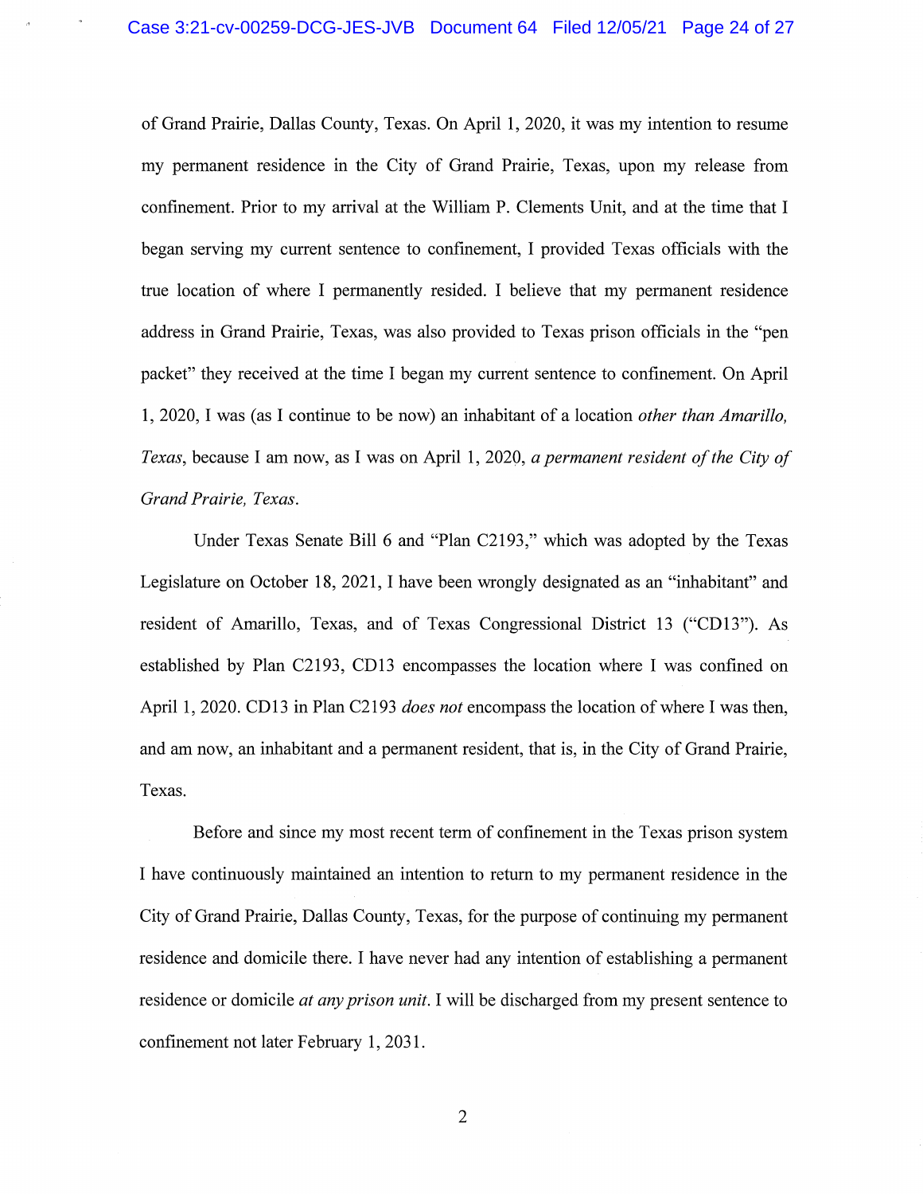of Grand Prairie, Dallas County, Texas. On April 1, 2020, it was my intention to resume my permanent residence in the City of Grand Prairie, Texas, upon my release from confinement. Prior to my arrival at the William P. Clements Unit, and at the time that I began serving my current sentence to confinement, I provided Texas officials with the true location of where I permanently resided. I believe that my permanent residence address in Grand Prairie, Texas, was also provided to Texas prison officials in the "pen packet" they received at the time I began my current sentence to confinement. On April 1, 2020, I was (as I continue to be now) an inhabitant of a location *other than Amarillo, Texas*, because I am now, as I was on April 1, 2020, *a permanent resident of the City of Grand Prairie, Texas*.

Under Texas Senate Bill 6 and "Plan C2193," which was adopted by the Texas Legislature on October 18, 2021, I have been wrongly designated as an "inhabitant" and resident of Amarillo, Texas, and of Texas Congressional District 13 ("CD13"). As established by Plan C2193, CD13 encompasses the location where I was confined on April 1, 2020. CD13 in Plan C2193 *does not* encompass the location of where I was then, and am now, an inhabitant and a permanent resident, that is, in the City of Grand Prairie, Texas.

Before and since my most recent term of confinement in the Texas prison system I have continuously maintained an intention to return to my permanent residence in the City of Grand Prairie, Dallas County, Texas, for the purpose of continuing my permanent residence and domicile there. I have never had any intention of establishing a permanent residence or domicile *at any prison unit*. I will be discharged from my present sentence to confinement not later February 1, 2031.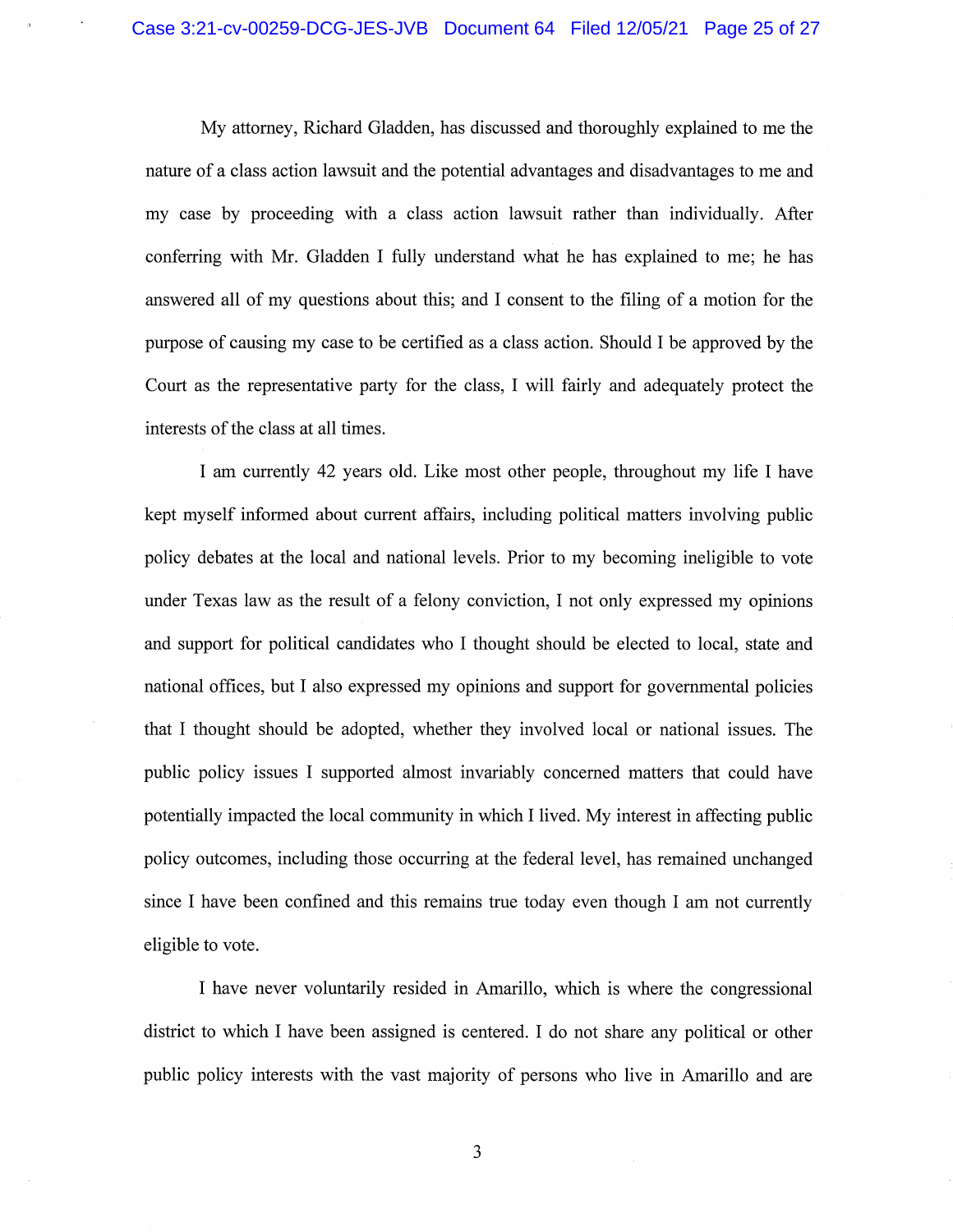My attorney, Richard Gladden, has discussed and thoroughly explained to me the nature of a class action lawsuit and the potential advantages and disadvantages to me and my case by proceeding with a class action lawsuit rather than individually. After conferring with Mr. Gladden I fully understand what he has explained to me; he has answered all of my questions about this; and I consent to the filing of a motion for the purpose of causing my case to be certified as a class action. Should I be approved by the Court as the representative party for the class, I will fairly and adequately protect the interests of the class at all times.

I am currently 42 years old. Like most other people, throughout my life I have kept myself informed about current affairs, including political matters involving public policy debates at the local and national levels. Prior to my becoming ineligible to vote under Texas law as the result of a felony conviction, I not only expressed my opinions and support for political candidates who I thought should be elected to local, state and national offices, but I also expressed my opinions and support for governmental policies that I thought should be adopted, whether they involved local or national issues. The public policy issues I supported almost invariably concerned matters that could have potentially impacted the local community in which I lived. My interest in affecting public policy outcomes, including those occurring at the federal level, has remained unchanged since I have been confined and this remains true today even though I am not currently eligible to vote.

I have never voluntarily resided in Amarillo, which is where the congressional district to which I have been assigned is centered. I do not share any political or other public policy interests with the vast majority of persons who live in Amarillo and are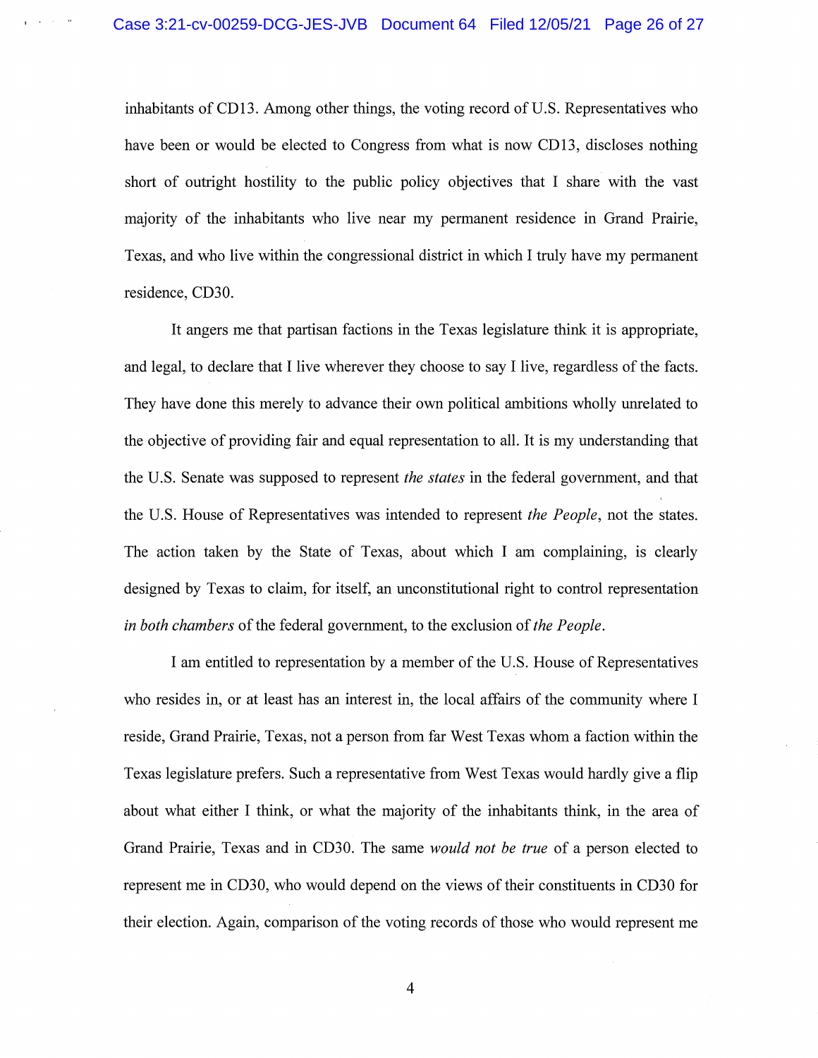inhabitants of CD13. Among other things, the voting record of U.S. Representatives who have been or would be elected to Congress from what is now CD13, discloses nothing short of outright hostility to the public policy objectives that I share with the vast majority of the inhabitants who live near my permanent residence in Grand Prairie, Texas, and who live within the congressional district in which I truly have my permanent residence, CD30.

It angers me that partisan factions in the Texas legislature think it is appropriate, and legal, to declare that I live wherever they choose to say I live, regardless of the facts. They have done this merely to advance their own political ambitions wholly unrelated to the objective of providing fair and equal representation to all. It is my understanding that the U.S. Senate was supposed to represent *the states* in the federal government, and that the U.S. House of Representatives was intended to represent *the People*, not the states. The action taken by the State of Texas, about which I am complaining, is clearly designed by Texas to claim, for itself, an unconstitutional right to control representation *in both chambers* of the federal government, to the exclusion of *the People*.

I am entitled to representation by a member of the U.S. House of Representatives who resides in, or at least has an interest in, the local affairs of the community where I reside, Grand Prairie, Texas, not a person from far West Texas whom a faction within the Texas legislature prefers. Such a representative from West Texas would hardly give a flip about what either I think, or what the majority of the inhabitants think, in the area of Grand Prairie, Texas and in CD30. The same *would not be true* of a person elected to represent me in CD30, who would depend on the views of their constituents in CD30 for their election. Again, comparison of the voting records of those who would represent me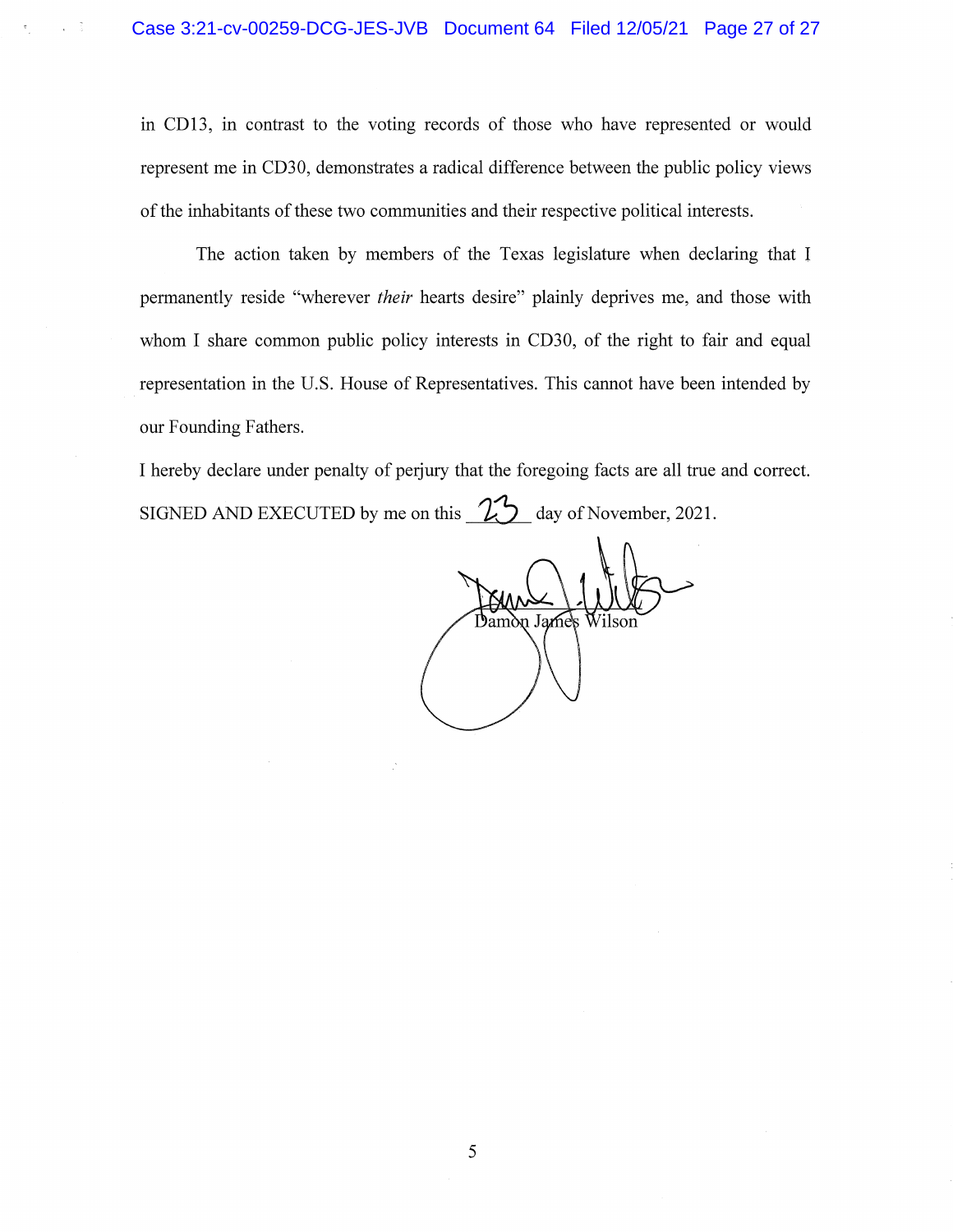in CD13, in contrast to the voting records of those who have represented or would represent me in CD30, demonstrates a radical difference between the public policy views of the inhabitants of these two communities and their respective political interests.

The action taken by members of the Texas legislature when declaring that I permanently reside "wherever *their* hearts desire" plainly deprives me, and those with whom I share common public policy interests in CD30, of the right to fair and equal representation in the U.S. House of Representatives. This cannot have been intended by our Founding Fathers.

I hereby declare under penalty of perjury that the foregoing facts are all true and correct.

SIGNED AND EXECUTED by me on this 23 day of November, 2021.

Damon James Wilson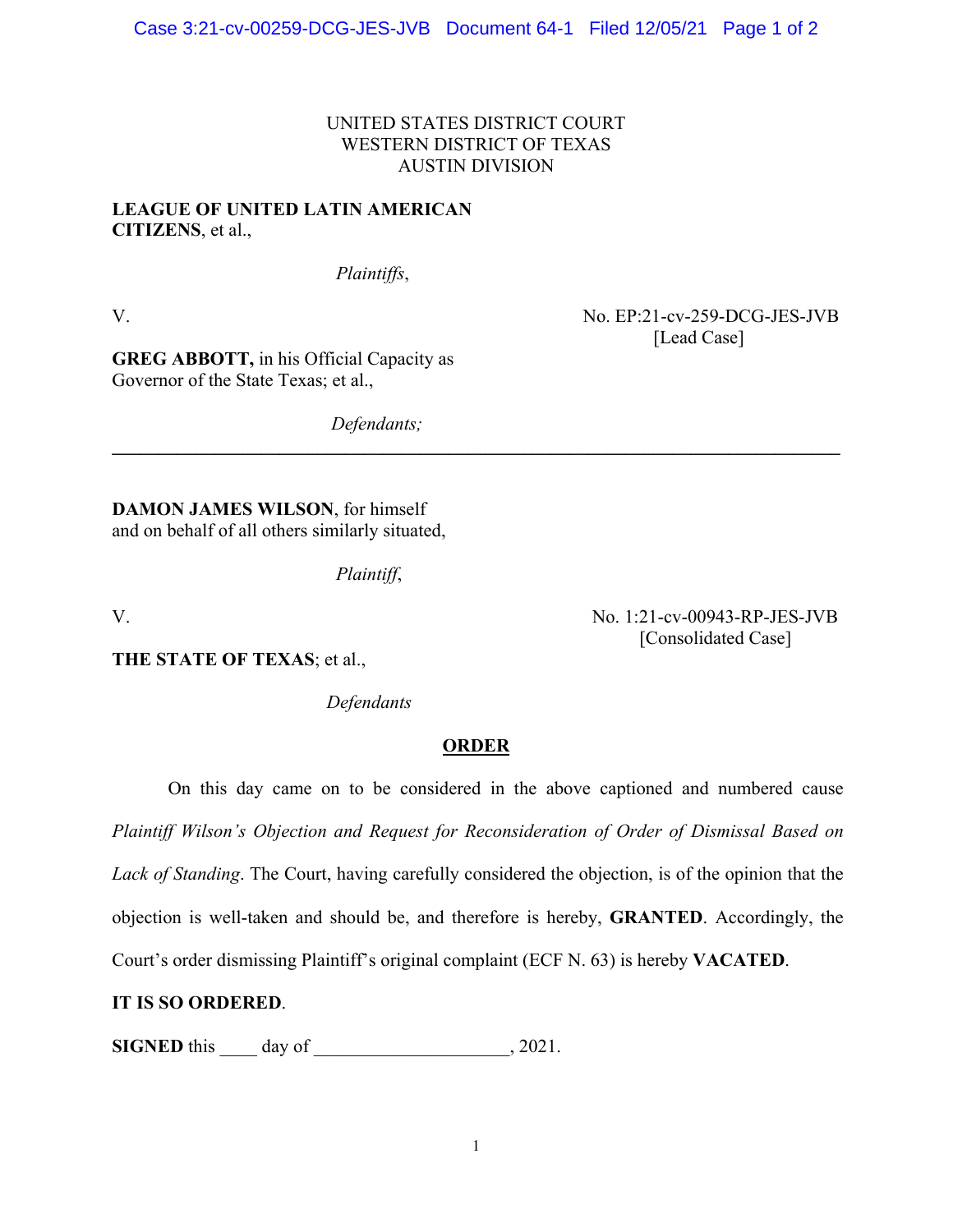UNITED STATES DISTRICT COURT
WESTERN DISTRICT OF TEXAS
AUSTIN DIVISION

**LEAGUE OF UNITED LATIN AMERICAN CITIZENS**, et al.,

*Plaintiffs*,

V.

No. EP:21-cv-259-DCG-JES-JVB
[Lead Case]

**GREG ABBOTT,** in his Official Capacity as Governor of the State Texas; et al.,

*Defendants;*

---

**DAMON JAMES WILSON**, for himself and on behalf of all others similarly situated,

*Plaintiff*,

V.

No. 1:21-cv-00943-RP-JES-JVB
[Consolidated Case]

**THE STATE OF TEXAS**; et al.,

*Defendants*

**ORDER**

On this day came on to be considered in the above captioned and numbered cause *Plaintiff Wilson's Objection and Request for Reconsideration of Order of Dismissal Based on Lack of Standing*. The Court, having carefully considered the objection, is of the opinion that the objection is well-taken and should be, and therefore is hereby, **GRANTED**. Accordingly, the Court's order dismissing Plaintiff's original complaint (ECF N. 63) is hereby **VACATED**.

**IT IS SO ORDERED**.

**SIGNED** this ____ day of ____________________, 2021.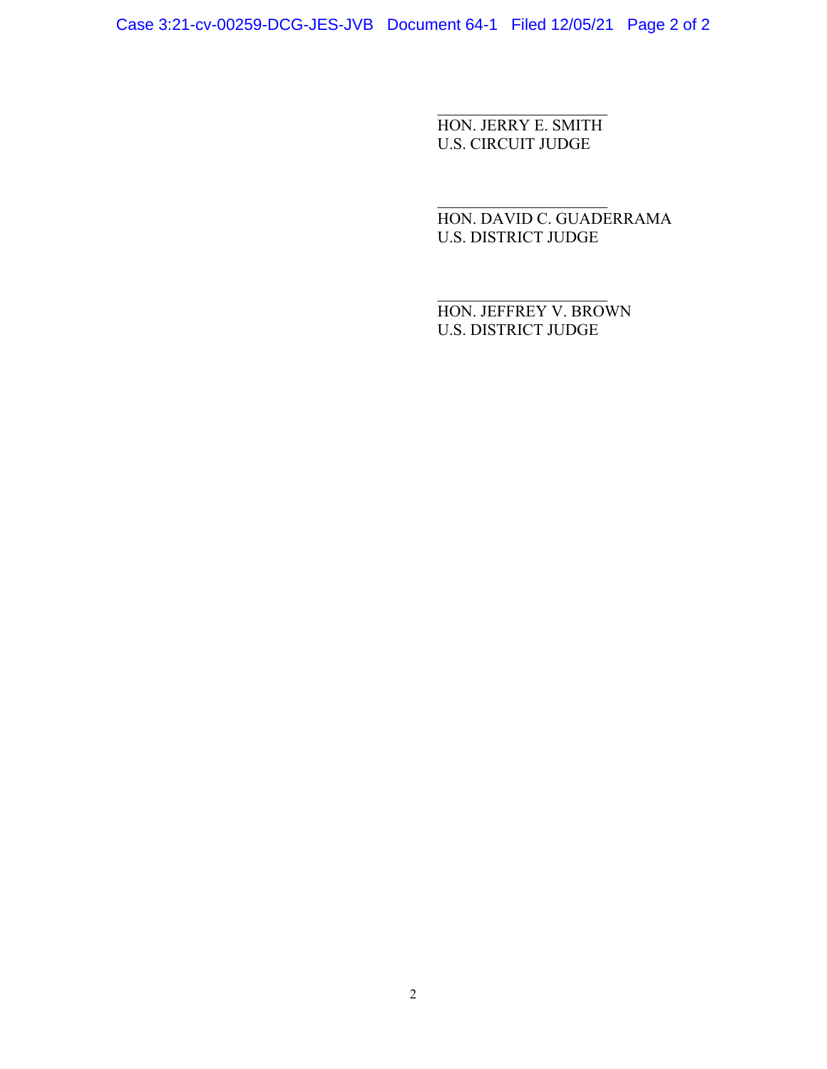\_\_\_\_\_\_\_\_\_\_\_\_\_\_\_\_\_\_\_\_\_\_\_\_
HON. JERRY E. SMITH
U.S. CIRCUIT JUDGE

\_\_\_\_\_\_\_\_\_\_\_\_\_\_\_\_\_\_\_\_\_\_\_\_
HON. DAVID C. GUADERRAMA
U.S. DISTRICT JUDGE

\_\_\_\_\_\_\_\_\_\_\_\_\_\_\_\_\_\_\_\_\_\_\_\_
HON. JEFFREY V. BROWN
U.S. DISTRICT JUDGE